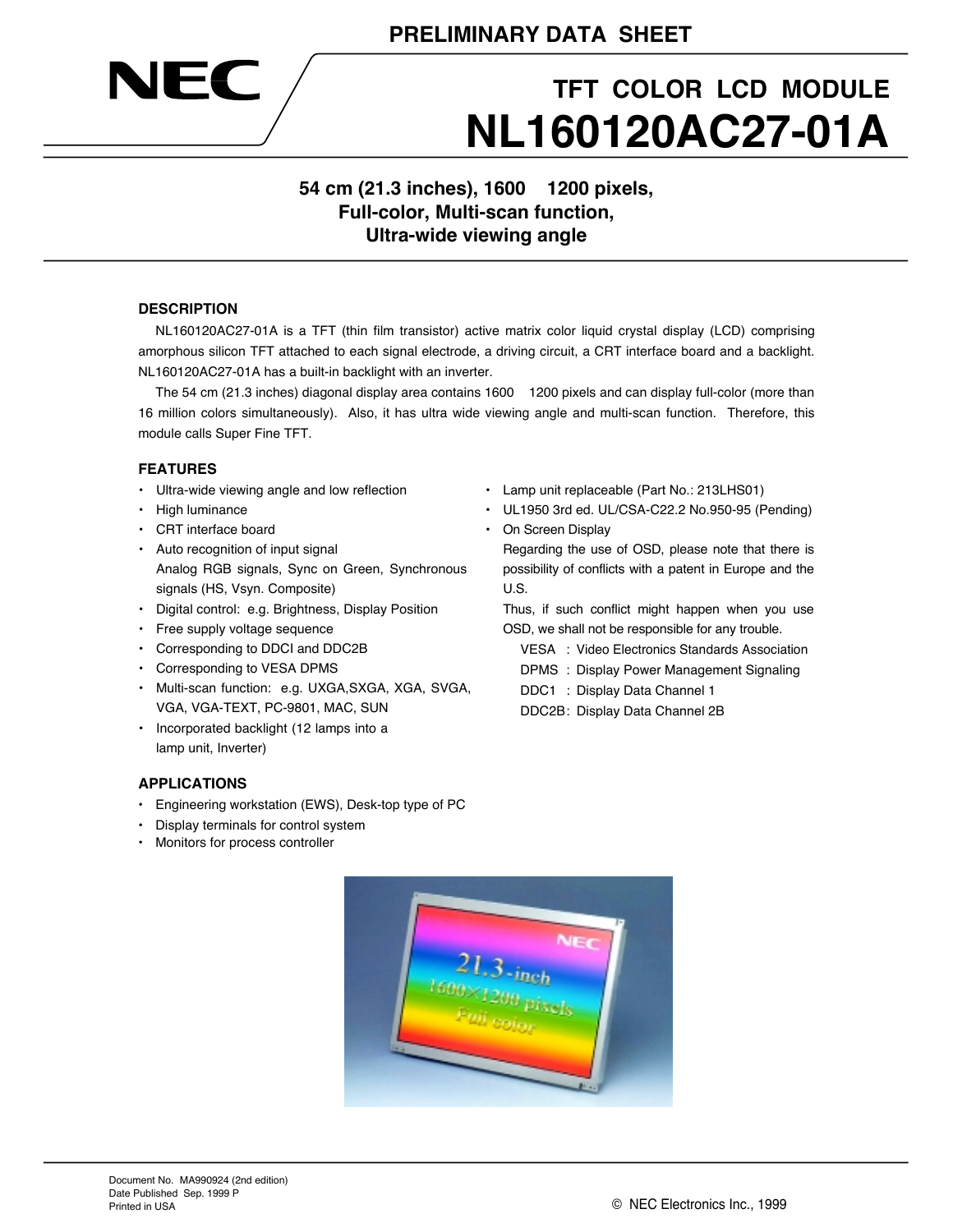PRELIMINARY DATA SHEET

NEC

# TFT COLOR LCD MODULE
# NL160120AC27-01A

## 54 cm (21.3 inches), 1600 × 1200 pixels, Full-color, Multi-scan function, Ultra-wide viewing angle

### DESCRIPTION

NL160120AC27-01A is a TFT (thin film transistor) active matrix color liquid crystal display (LCD) comprising amorphous silicon TFT attached to each signal electrode, a driving circuit, a CRT interface board and a backlight. NL160120AC27-01A has a built-in backlight with an inverter.

The 54 cm (21.3 inches) diagonal display area contains 1600 × 1200 pixels and can display full-color (more than 16 million colors simultaneously). Also, it has ultra wide viewing angle and multi-scan function. Therefore, this module calls Super Fine TFT.

### FEATURES

- Ultra-wide viewing angle and low reflection
- High luminance
- CRT interface board
- Auto recognition of input signal
  Analog RGB signals, Sync on Green, Synchronous signals (HS, Vsyn. Composite)
- Digital control: e.g. Brightness, Display Position
- Free supply voltage sequence
- Corresponding to DDCI and DDC2B
- Corresponding to VESA DPMS
- Multi-scan function: e.g. UXGA,SXGA, XGA, SVGA, VGA, VGA-TEXT, PC-9801, MAC, SUN
- Incorporated backlight (12 lamps into a lamp unit, Inverter)
- Lamp unit replaceable (Part No.: 213LHS01)
- UL1950 3rd ed. UL/CSA-C22.2 No.950-95 (Pending)
- On Screen Display
  Regarding the use of OSD, please note that there is possibility of conflicts with a patent in Europe and the U.S.
  Thus, if such conflict might happen when you use OSD, we shall not be responsible for any trouble.

  VESA : Video Electronics Standards Association
  DPMS : Display Power Management Signaling
  DDC1 : Display Data Channel 1
  DDC2B: Display Data Channel 2B

### APPLICATIONS

- Engineering workstation (EWS), Desk-top type of PC
- Display terminals for control system
- Monitors for process controller

Document No. MA990924 (2nd edition)
Date Published Sep. 1999 P
Printed in USA

© NEC Electronics Inc., 1999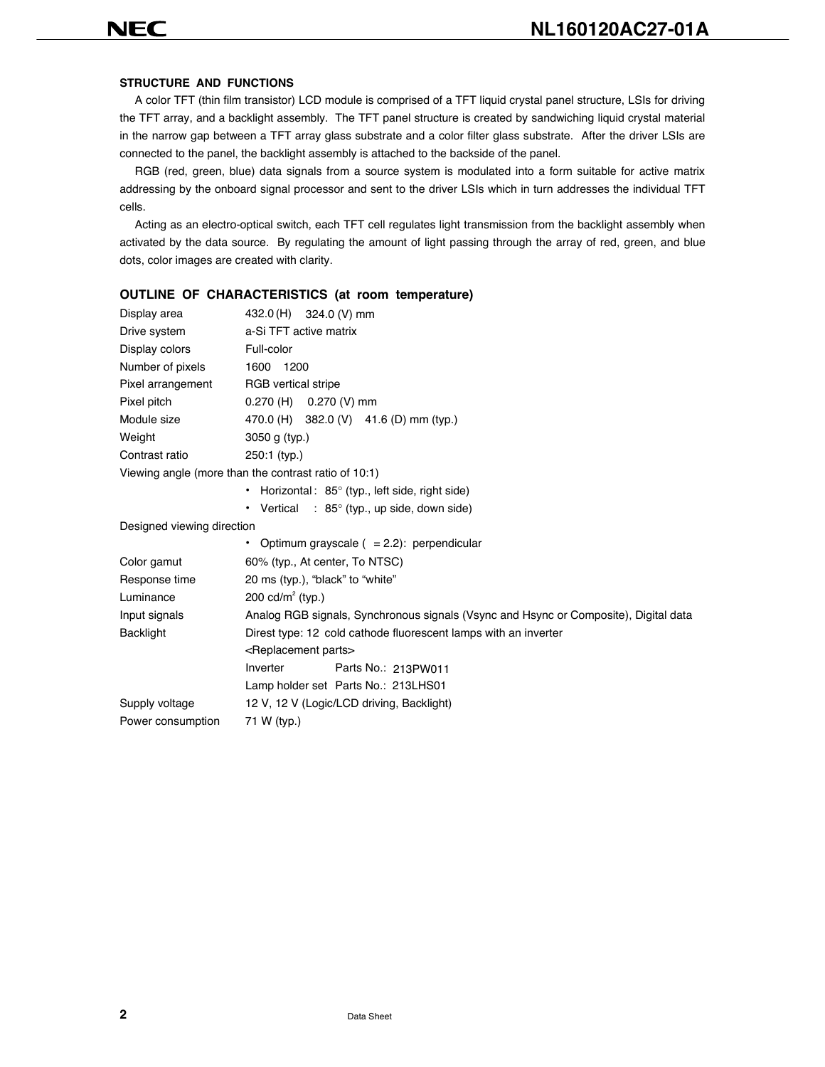### STRUCTURE AND FUNCTIONS

A color TFT (thin film transistor) LCD module is comprised of a TFT liquid crystal panel structure, LSIs for driving the TFT array, and a backlight assembly. The TFT panel structure is created by sandwiching liquid crystal material in the narrow gap between a TFT array glass substrate and a color filter glass substrate. After the driver LSIs are connected to the panel, the backlight assembly is attached to the backside of the panel.

RGB (red, green, blue) data signals from a source system is modulated into a form suitable for active matrix addressing by the onboard signal processor and sent to the driver LSIs which in turn addresses the individual TFT cells.

Acting as an electro-optical switch, each TFT cell regulates light transmission from the backlight assembly when activated by the data source. By regulating the amount of light passing through the array of red, green, and blue dots, color images are created with clarity.

### OUTLINE OF CHARACTERISTICS (at room temperature)

| | |
|---|---|
| Display area | 432.0 (H) 324.0 (V) mm |
| Drive system | a-Si TFT active matrix |
| Display colors | Full-color |
| Number of pixels | 1600 1200 |
| Pixel arrangement | RGB vertical stripe |
| Pixel pitch | 0.270 (H) 0.270 (V) mm |
| Module size | 470.0 (H) 382.0 (V) 41.6 (D) mm (typ.) |
| Weight | 3050 g (typ.) |
| Contrast ratio | 250:1 (typ.) |

Viewing angle (more than the contrast ratio of 10:1)

- Horizontal : 85° (typ., left side, right side)
- Vertical : 85° (typ., up side, down side)

Designed viewing direction

- Optimum grayscale ( = 2.2): perpendicular

| | |
|---|---|
| Color gamut | 60% (typ., At center, To NTSC) |
| Response time | 20 ms (typ.), "black" to "white" |
| Luminance | 200 cd/m$^2$ (typ.) |
| Input signals | Analog RGB signals, Synchronous signals (Vsync and Hsync or Composite), Digital data |
| Backlight | Direst type: 12 cold cathode fluorescent lamps with an inverter |
| | <Replacement parts> |
| | Inverter Parts No.: 213PW011 |
| | Lamp holder set Parts No.: 213LHS01 |
| Supply voltage | 12 V, 12 V (Logic/LCD driving, Backlight) |
| Power consumption | 71 W (typ.) |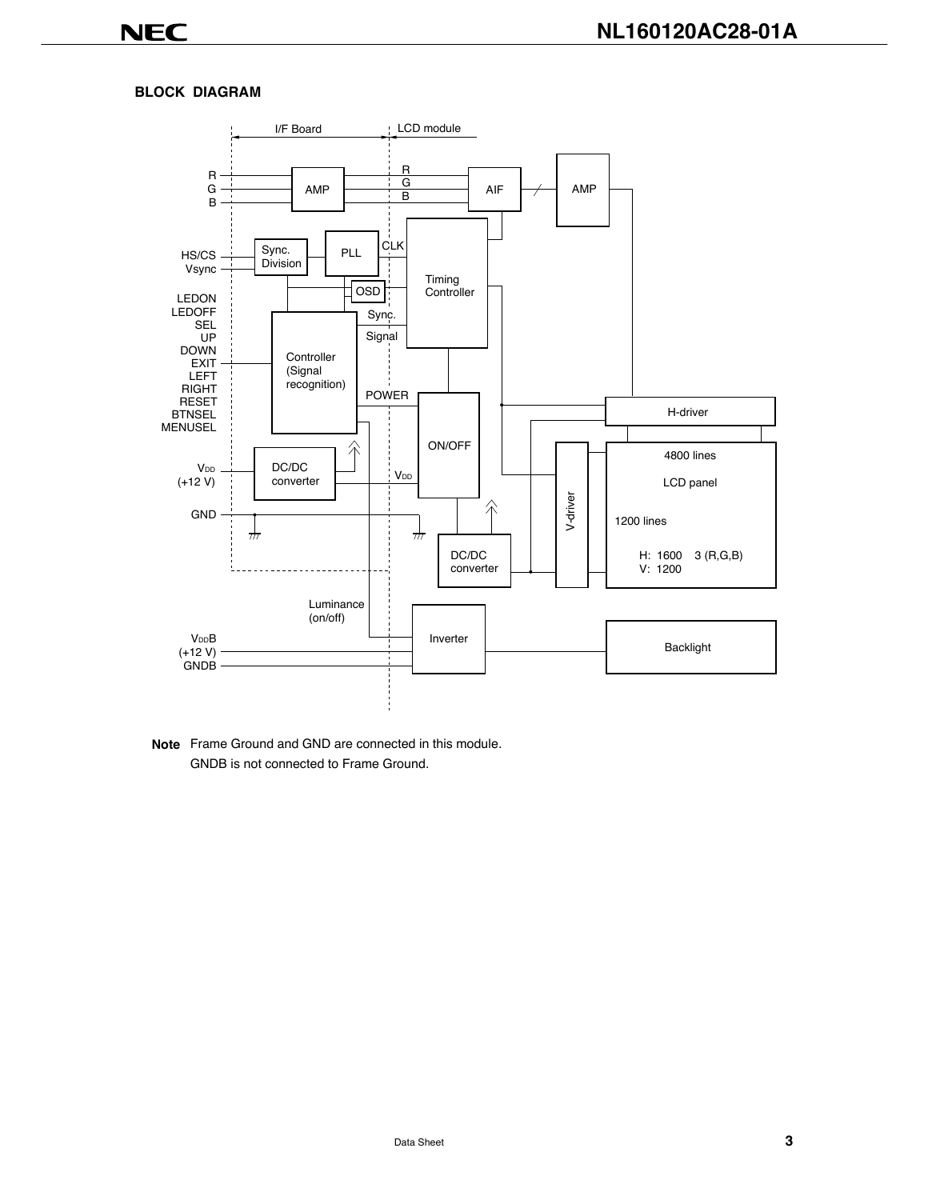## BLOCK DIAGRAM

I/F Board | LCD module

R, G, B → AMP → R, G, B → AIF → AMP

HS/CS, Vsync → Sync. Division → PLL → CLK → Timing Controller

OSD

LEDON, LEDOFF, SEL, UP, DOWN, EXIT, LEFT, RIGHT, RESET, BTNSEL, MENUSEL → Controller (Signal recognition) → Sync. Signal

POWER → ON/OFF

$V_{DD}$ (+12 V) → DC/DC converter → $V_{DD}$

GND

DC/DC converter

H-driver

V-driver

LCD panel: 4800 lines, 1200 lines, H: 1600 × 3 (R,G,B), V: 1200

Luminance (on/off)

$V_{DD}B$ (+12 V), GNDB → Inverter → Backlight

**Note** Frame Ground and GND are connected in this module.
GNDB is not connected to Frame Ground.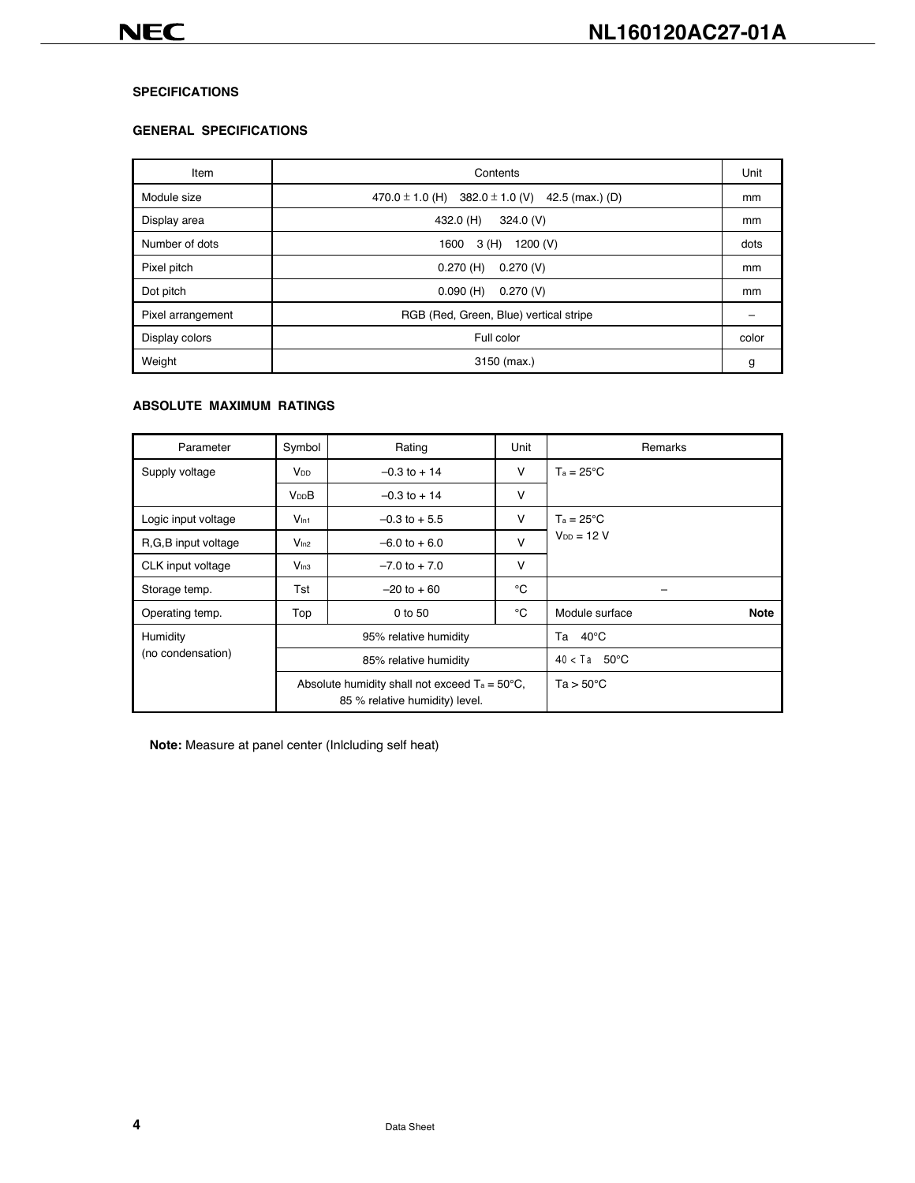## SPECIFICATIONS

### GENERAL SPECIFICATIONS

| Item | Contents | Unit |
|---|---|---|
| Module size | 470.0 ± 1.0 (H) 382.0 ± 1.0 (V) 42.5 (max.) (D) | mm |
| Display area | 432.0 (H) 324.0 (V) | mm |
| Number of dots | 1600 3 (H) 1200 (V) | dots |
| Pixel pitch | 0.270 (H) 0.270 (V) | mm |
| Dot pitch | 0.090 (H) 0.270 (V) | mm |
| Pixel arrangement | RGB (Red, Green, Blue) vertical stripe | – |
| Display colors | Full color | color |
| Weight | 3150 (max.) | g |

### ABSOLUTE MAXIMUM RATINGS

| Parameter | Symbol | Rating | Unit | Remarks |
|---|---|---|---|---|
| Supply voltage | $V_{DD}$ | –0.3 to + 14 | V | $T_a$ = 25°C |
| | $V_{DD}B$ | –0.3 to + 14 | V | |
| Logic input voltage | $V_{In1}$ | –0.3 to + 5.5 | V | $T_a$ = 25°C $V_{DD}$ = 12 V |
| R,G,B input voltage | $V_{In2}$ | –6.0 to + 6.0 | V | |
| CLK input voltage | $V_{In3}$ | –7.0 to + 7.0 | V | |
| Storage temp. | Tst | –20 to + 60 | °C | – |
| Operating temp. | Top | 0 to 50 | °C | Module surface **Note** |
| Humidity (no condensation) | 95% relative humidity | | | Ta 40°C |
| | 85% relative humidity | | | 40 < Ta 50°C |
| | Absolute humidity shall not exceed $T_a$ = 50°C, 85 % relative humidity) level. | | | Ta > 50°C |

**Note:** Measure at panel center (Inlcluding self heat)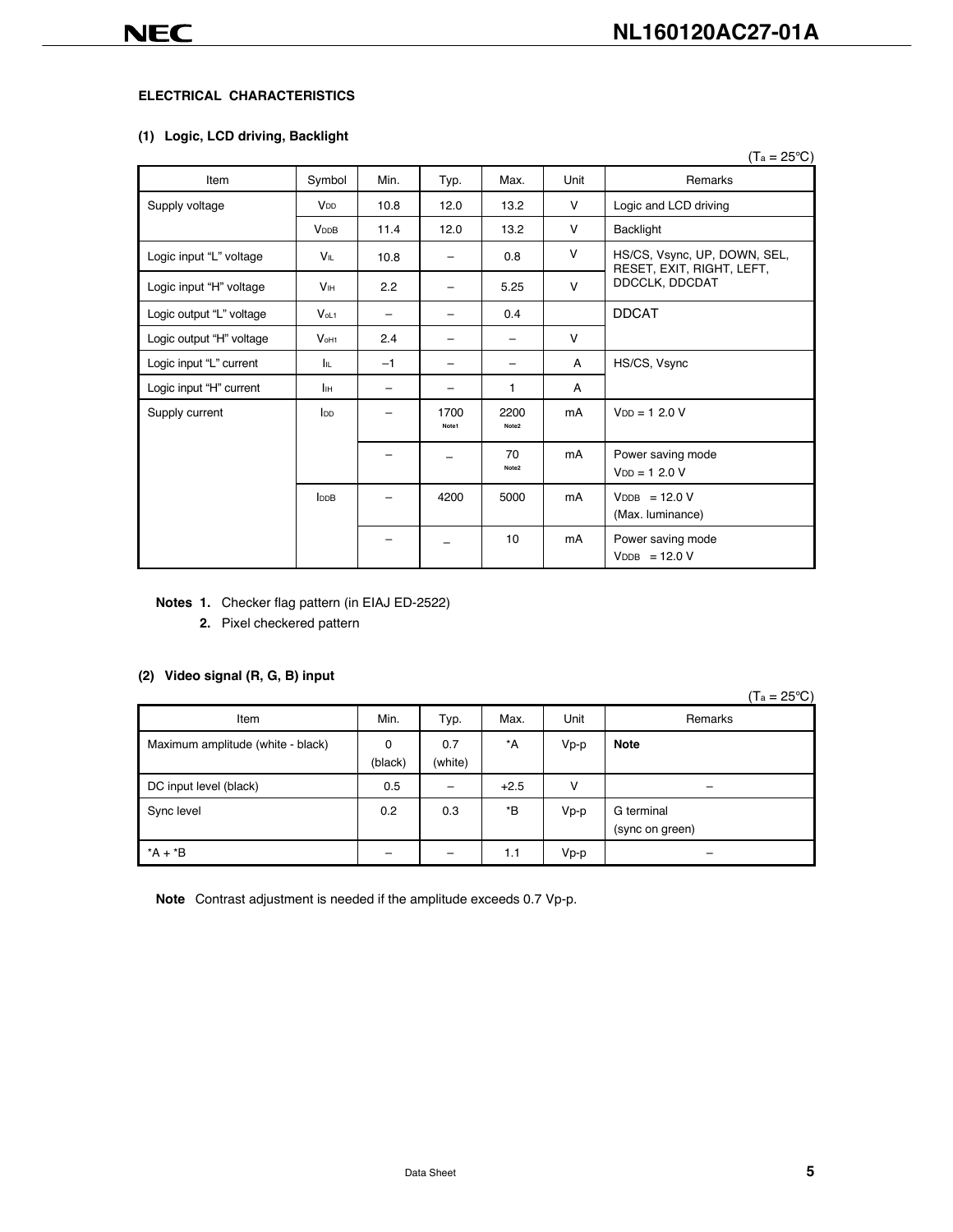## ELECTRICAL CHARACTERISTICS

### (1) Logic, LCD driving, Backlight

($T_a$ = 25°C)

| Item | Symbol | Min. | Typ. | Max. | Unit | Remarks |
|---|---|---|---|---|---|---|
| Supply voltage | $V_{DD}$ | 10.8 | 12.0 | 13.2 | V | Logic and LCD driving |
| | $V_{DDB}$ | 11.4 | 12.0 | 13.2 | V | Backlight |
| Logic input "L" voltage | $V_{IL}$ | 10.8 | – | 0.8 | V | HS/CS, Vsync, UP, DOWN, SEL, RESET, EXIT, RIGHT, LEFT, DDCCLK, DDCDAT |
| Logic input "H" voltage | $V_{IH}$ | 2.2 | – | 5.25 | V | |
| Logic output "L" voltage | $V_{oL1}$ | – | – | 0.4 | | DDCAT |
| Logic output "H" voltage | $V_{oH1}$ | 2.4 | – | – | V | |
| Logic input "L" current | $I_{IL}$ | –1 | – | – | A | HS/CS, Vsync |
| Logic input "H" current | $I_{IH}$ | – | – | 1 | A | |
| Supply current | $I_{DD}$ | – | 1700 Note1 | 2200 Note2 | mA | $V_{DD}$ = 1 2.0 V |
| | | – | – | 70 Note2 | mA | Power saving mode $V_{DD}$ = 1 2.0 V |
| | $I_{DDB}$ | – | 4200 | 5000 | mA | $V_{DDB}$ = 12.0 V (Max. luminance) |
| | | – | – | 10 | mA | Power saving mode $V_{DDB}$ = 12.0 V |

**Notes 1.** Checker flag pattern (in EIAJ ED-2522)

**2.** Pixel checkered pattern

### (2) Video signal (R, G, B) input

($T_a$ = 25°C)

| Item | Min. | Typ. | Max. | Unit | Remarks |
|---|---|---|---|---|---|
| Maximum amplitude (white - black) | 0 (black) | 0.7 (white) | *A | Vp-p | **Note** |
| DC input level (black) | 0.5 | – | +2.5 | V | – |
| Sync level | 0.2 | 0.3 | *B | Vp-p | G terminal (sync on green) |
| *A + *B | – | – | 1.1 | Vp-p | – |

**Note** Contrast adjustment is needed if the amplitude exceeds 0.7 Vp-p.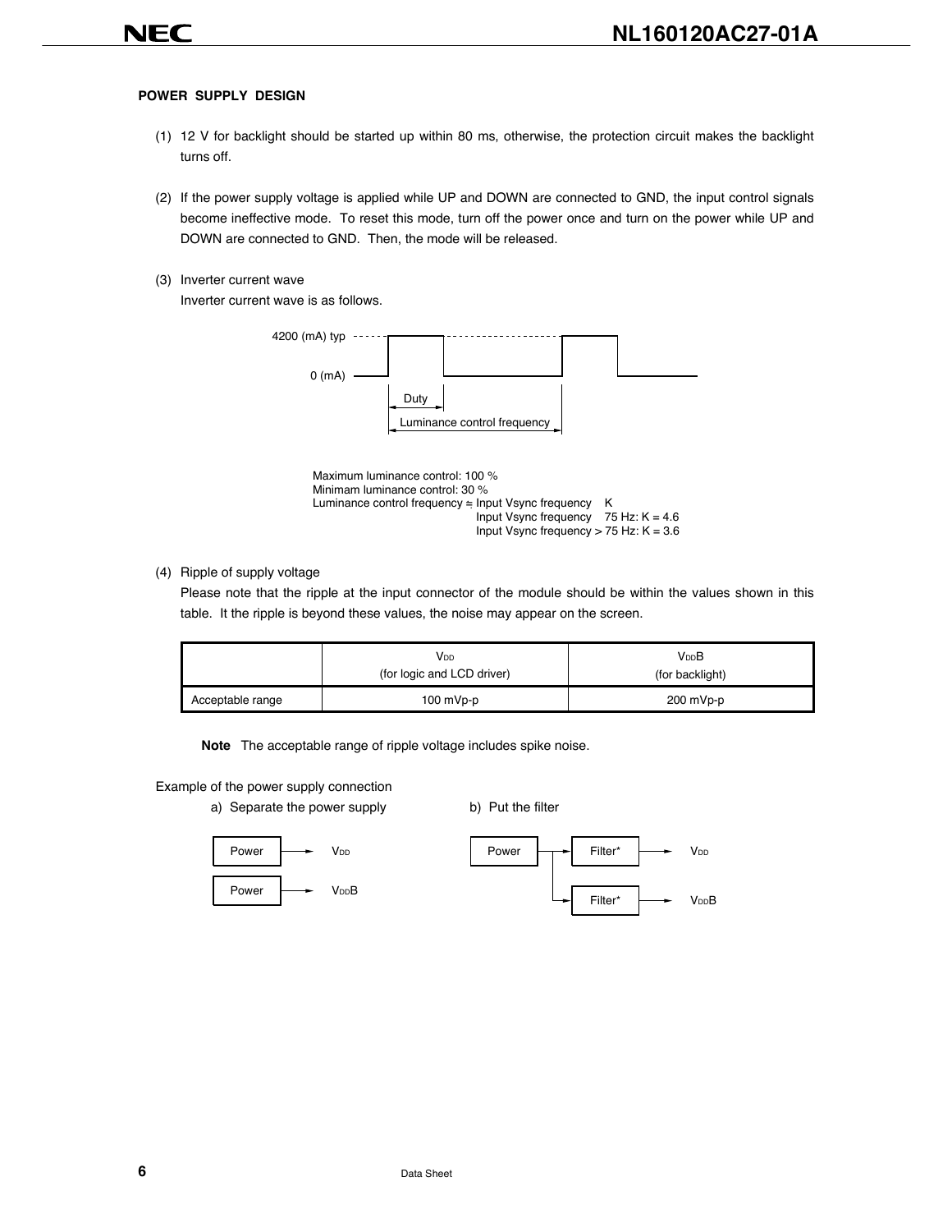## POWER SUPPLY DESIGN

(1) 12 V for backlight should be started up within 80 ms, otherwise, the protection circuit makes the backlight turns off.

(2) If the power supply voltage is applied while UP and DOWN are connected to GND, the input control signals become ineffective mode. To reset this mode, turn off the power once and turn on the power while UP and DOWN are connected to GND. Then, the mode will be released.

(3) Inverter current wave

Inverter current wave is as follows.

4200 (mA) typ

0 (mA)

Duty

Luminance control frequency

Maximum luminance control: 100 %
Minimam luminance control: 30 %
Luminance control frequency ≒ Input Vsync frequency × K
Input Vsync frequency ≦ 75 Hz: K = 4.6
Input Vsync frequency > 75 Hz: K = 3.6

(4) Ripple of supply voltage

Please note that the ripple at the input connector of the module should be within the values shown in this table. It the ripple is beyond these values, the noise may appear on the screen.

| | $V_{DD}$ (for logic and LCD driver) | $V_{DD}B$ (for backlight) |
|---|---|---|
| Acceptable range | 100 mVp-p | 200 mVp-p |

**Note** The acceptable range of ripple voltage includes spike noise.

Example of the power supply connection

a) Separate the power supply

Power → $V_{DD}$

Power → $V_{DD}B$

b) Put the filter

Power → Filter* → $V_{DD}$

Power → Filter* → $V_{DD}B$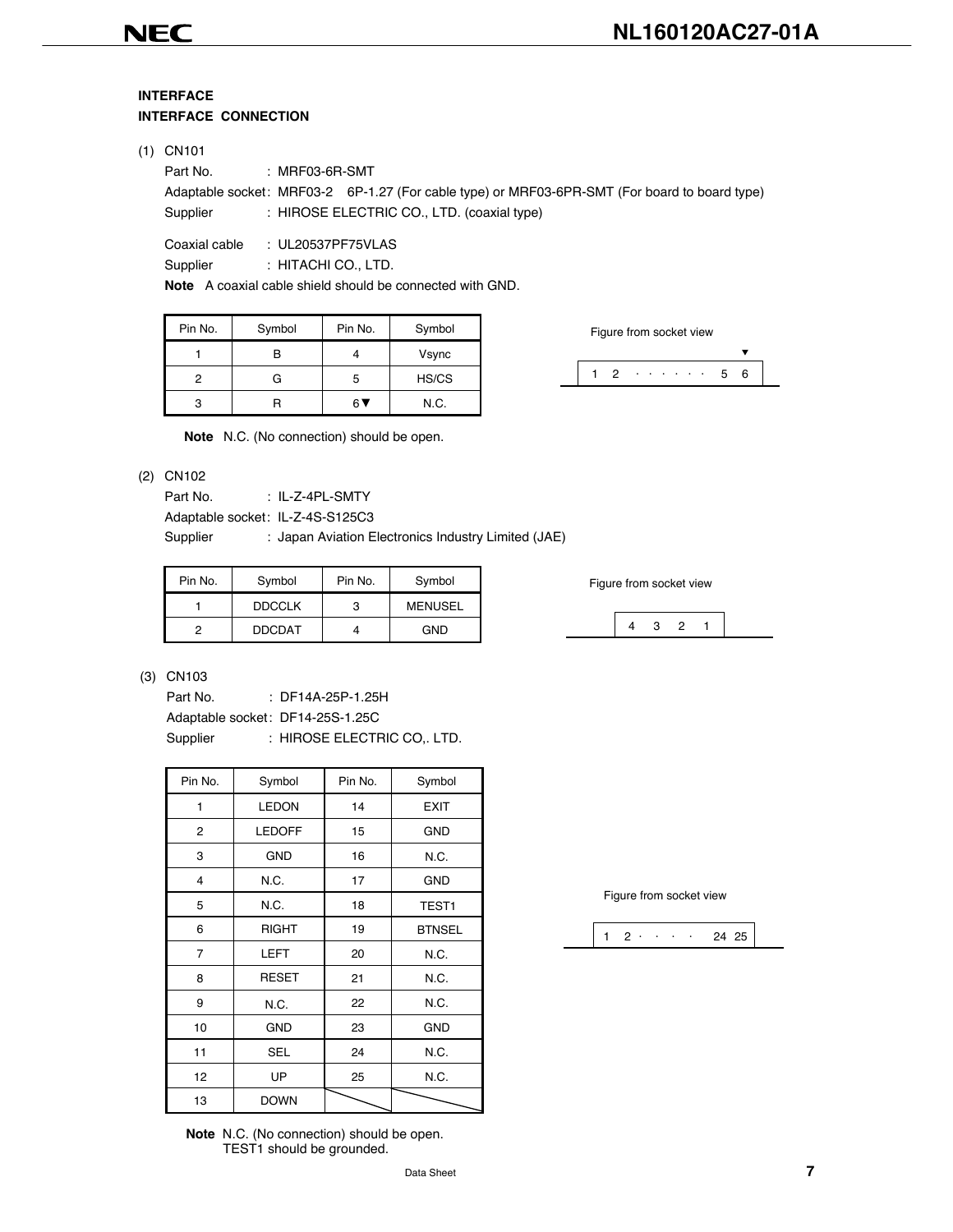## INTERFACE

### INTERFACE CONNECTION

(1) CN101

Part No. : MRF03-6R-SMT

Adaptable socket : MRF03-2 6P-1.27 (For cable type) or MRF03-6PR-SMT (For board to board type)

Supplier : HIROSE ELECTRIC CO., LTD. (coaxial type)

Coaxial cable : UL20537PF75VLAS

Supplier : HITACHI CO., LTD.

**Note** A coaxial cable shield should be connected with GND.

| Pin No. | Symbol | Pin No. | Symbol |
|---|---|---|---|
| 1 | B | 4 | Vsync |
| 2 | G | 5 | HS/CS |
| 3 | R | 6▼ | N.C. |

Figure from socket view

▼
1 2 · · · · · · 5 6

**Note** N.C. (No connection) should be open.

(2) CN102

Part No. : IL-Z-4PL-SMTY

Adaptable socket : IL-Z-4S-S125C3

Supplier : Japan Aviation Electronics Industry Limited (JAE)

| Pin No. | Symbol | Pin No. | Symbol |
|---|---|---|---|
| 1 | DDCCLK | 3 | MENUSEL |
| 2 | DDCDAT | 4 | GND |

Figure from socket view

4 3 2 1

(3) CN103

Part No. : DF14A-25P-1.25H

Adaptable socket : DF14-25S-1.25C

Supplier : HIROSE ELECTRIC CO,. LTD.

| Pin No. | Symbol | Pin No. | Symbol |
|---|---|---|---|
| 1 | LEDON | 14 | EXIT |
| 2 | LEDOFF | 15 | GND |
| 3 | GND | 16 | N.C. |
| 4 | N.C. | 17 | GND |
| 5 | N.C. | 18 | TEST1 |
| 6 | RIGHT | 19 | BTNSEL |
| 7 | LEFT | 20 | N.C. |
| 8 | RESET | 21 | N.C. |
| 9 | N.C. | 22 | N.C. |
| 10 | GND | 23 | GND |
| 11 | SEL | 24 | N.C. |
| 12 | UP | 25 | N.C. |
| 13 | DOWN | | |

Figure from socket view

1 2 · · · · 24 25

**Note** N.C. (No connection) should be open.
TEST1 should be grounded.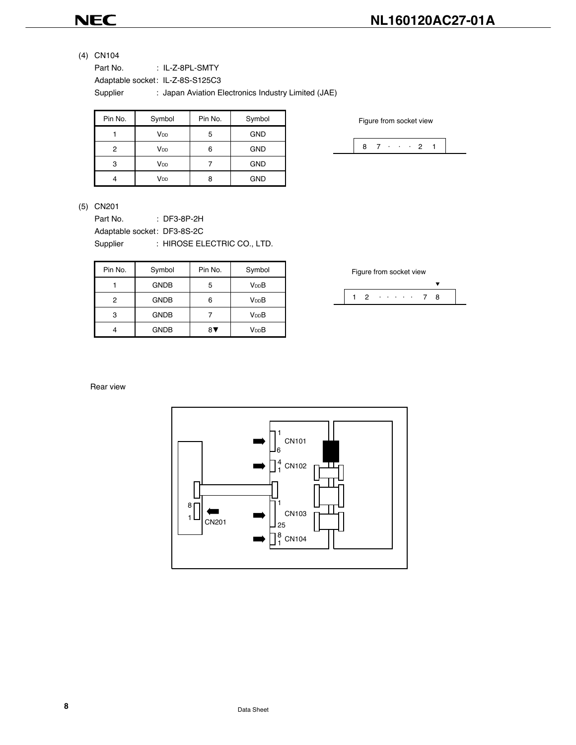(4) CN104

Part No. : IL-Z-8PL-SMTY

Adaptable socket: IL-Z-8S-S125C3

Supplier : Japan Aviation Electronics Industry Limited (JAE)

| Pin No. | Symbol | Pin No. | Symbol |
|---|---|---|---|
| 1 | $V_{DD}$ | 5 | GND |
| 2 | $V_{DD}$ | 6 | GND |
| 3 | $V_{DD}$ | 7 | GND |
| 4 | $V_{DD}$ | 8 | GND |

Figure from socket view

8 7 · · · 2 1

(5) CN201

Part No. : DF3-8P-2H

Adaptable socket: DF3-8S-2C

Supplier : HIROSE ELECTRIC CO., LTD.

| Pin No. | Symbol | Pin No. | Symbol |
|---|---|---|---|
| 1 | GNDB | 5 | $V_{DD}B$ |
| 2 | GNDB | 6 | $V_{DD}B$ |
| 3 | GNDB | 7 | $V_{DD}B$ |
| 4 | GNDB | 8▼ | $V_{DD}B$ |

Figure from socket view

1 2 · · · · · 7 8 (▼ at pin 8)

Rear view

CN101 (1–6), CN102 (4–1), CN103 (1–25), CN104 (8–1), CN201 (8–1)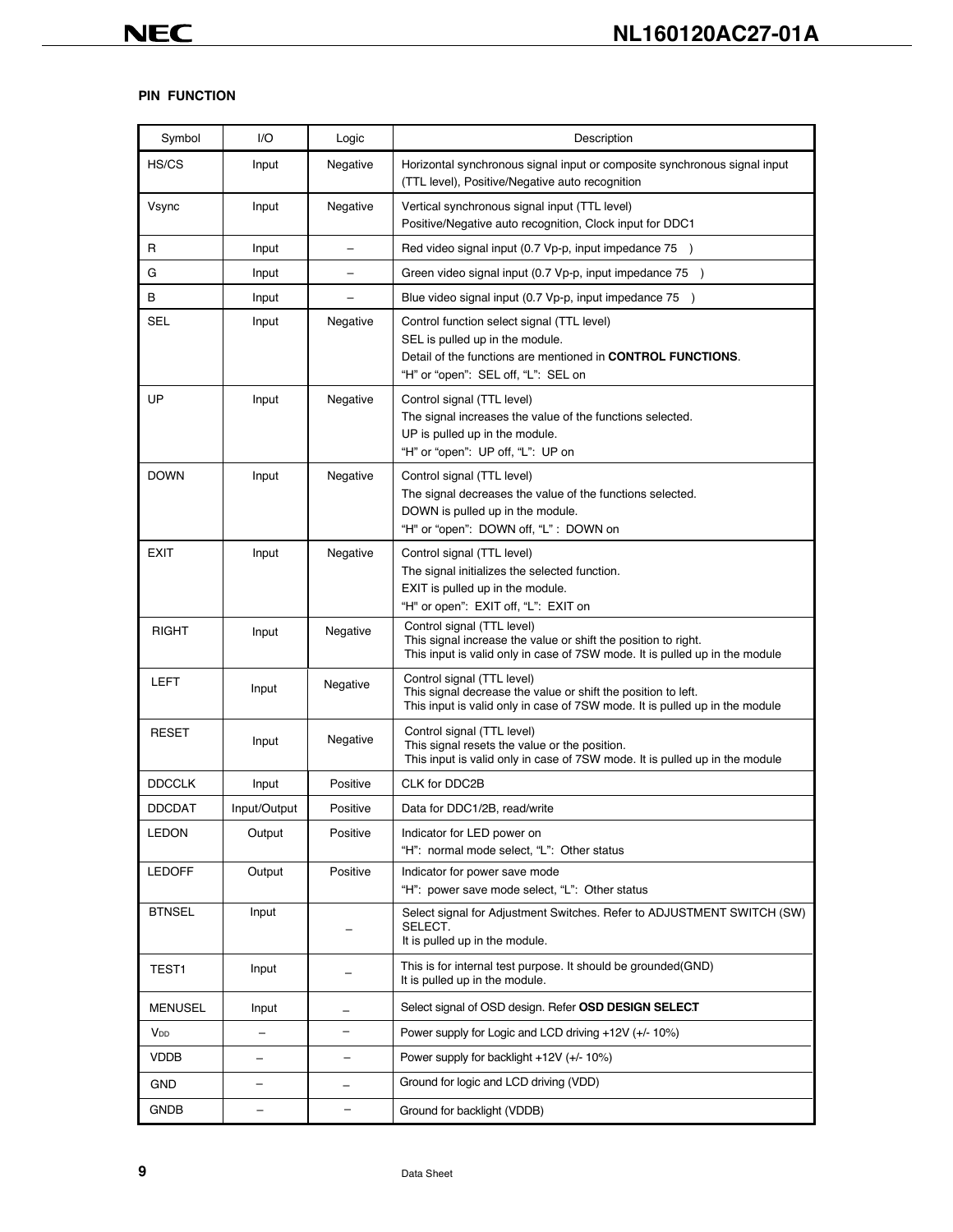## PIN FUNCTION

| Symbol | I/O | Logic | Description |
|---|---|---|---|
| HS/CS | Input | Negative | Horizontal synchronous signal input or composite synchronous signal input (TTL level), Positive/Negative auto recognition |
| Vsync | Input | Negative | Vertical synchronous signal input (TTL level)<br>Positive/Negative auto recognition, Clock input for DDC1 |
| R | Input | – | Red video signal input (0.7 Vp-p, input impedance 75 Ω) |
| G | Input | – | Green video signal input (0.7 Vp-p, input impedance 75 Ω) |
| B | Input | – | Blue video signal input (0.7 Vp-p, input impedance 75 Ω) |
| SEL | Input | Negative | Control function select signal (TTL level)<br>SEL is pulled up in the module.<br>Detail of the functions are mentioned in **CONTROL FUNCTIONS**.<br>"H" or "open": SEL off, "L": SEL on |
| UP | Input | Negative | Control signal (TTL level)<br>The signal increases the value of the functions selected.<br>UP is pulled up in the module.<br>"H" or "open": UP off, "L": UP on |
| DOWN | Input | Negative | Control signal (TTL level)<br>The signal decreases the value of the functions selected.<br>DOWN is pulled up in the module.<br>"H" or "open": DOWN off, "L" : DOWN on |
| EXIT | Input | Negative | Control signal (TTL level)<br>The signal initializes the selected function.<br>EXIT is pulled up in the module.<br>"H" or open": EXIT off, "L": EXIT on |
| RIGHT | Input | Negative | Control signal (TTL level)<br>This signal increase the value or shift the position to right.<br>This input is valid only in case of 7SW mode. It is pulled up in the module |
| LEFT | Input | Negative | Control signal (TTL level)<br>This signal decrease the value or shift the position to left.<br>This input is valid only in case of 7SW mode. It is pulled up in the module |
| RESET | Input | Negative | Control signal (TTL level)<br>This signal resets the value or the position.<br>This input is valid only in case of 7SW mode. It is pulled up in the module |
| DDCCLK | Input | Positive | CLK for DDC2B |
| DDCDAT | Input/Output | Positive | Data for DDC1/2B, read/write |
| LEDON | Output | Positive | Indicator for LED power on<br>"H": normal mode select, "L": Other status |
| LEDOFF | Output | Positive | Indicator for power save mode<br>"H": power save mode select, "L": Other status |
| BTNSEL | Input | – | Select signal for Adjustment Switches. Refer to ADJUSTMENT SWITCH (SW) SELECT.<br>It is pulled up in the module. |
| TEST1 | Input | – | This is for internal test purpose. It should be grounded(GND)<br>It is pulled up in the module. |
| MENUSEL | Input | – | Select signal of OSD design. Refer **OSD DESIGN SELECT** |
| $V_{DD}$ | – | – | Power supply for Logic and LCD driving +12V (+/- 10%) |
| VDDB | – | – | Power supply for backlight +12V (+/- 10%) |
| GND | – | – | Ground for logic and LCD driving (VDD) |
| GNDB | – | – | Ground for backlight (VDDB) |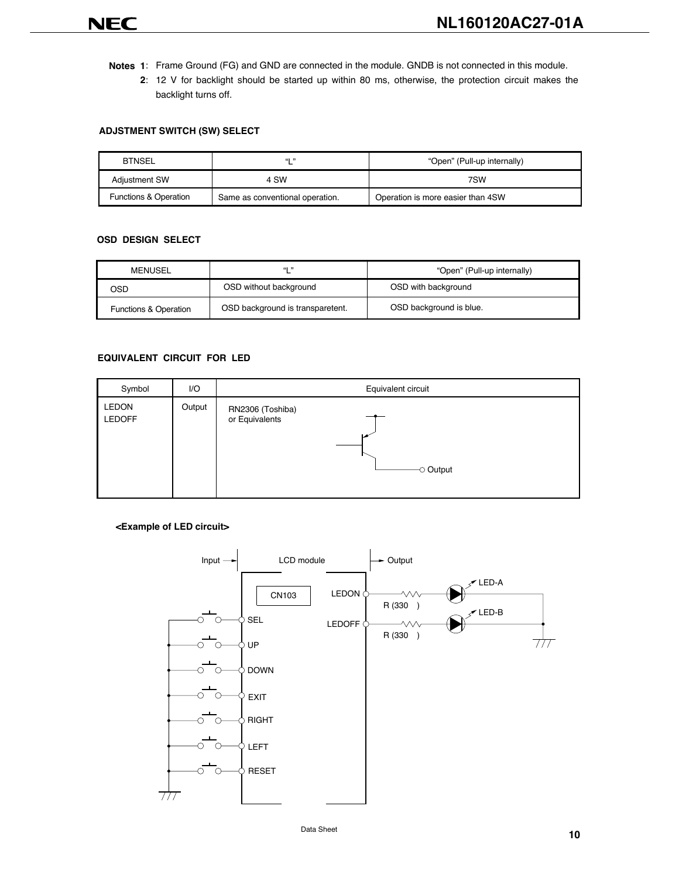**Notes 1**: Frame Ground (FG) and GND are connected in the module. GNDB is not connected in this module.

**2**: 12 V for backlight should be started up within 80 ms, otherwise, the protection circuit makes the backlight turns off.

### ADJSTMENT SWITCH (SW) SELECT

| BTNSEL | "L" | "Open" (Pull-up internally) |
|---|---|---|
| Adjustment SW | 4 SW | 7SW |
| Functions & Operation | Same as conventional operation. | Operation is more easier than 4SW |

### OSD DESIGN SELECT

| MENUSEL | "L" | "Open" (Pull-up internally) |
|---|---|---|
| OSD | OSD without background | OSD with background |
| Functions & Operation | OSD background is transparetent. | OSD background is blue. |

### EQUIVALENT CIRCUIT FOR LED

| Symbol | I/O | Equivalent circuit |
|---|---|---|
| LEDON<br>LEDOFF | Output | RN2306 (Toshiba)<br>or Equivalents<br>Output |

**<Example of LED circuit>**

Input → | LCD module | → Output

CN103: SEL, UP, DOWN, EXIT, RIGHT, LEFT, RESET

LEDON — R (330 Ω) — LED-A

LEDOFF — R (330 Ω) — LED-B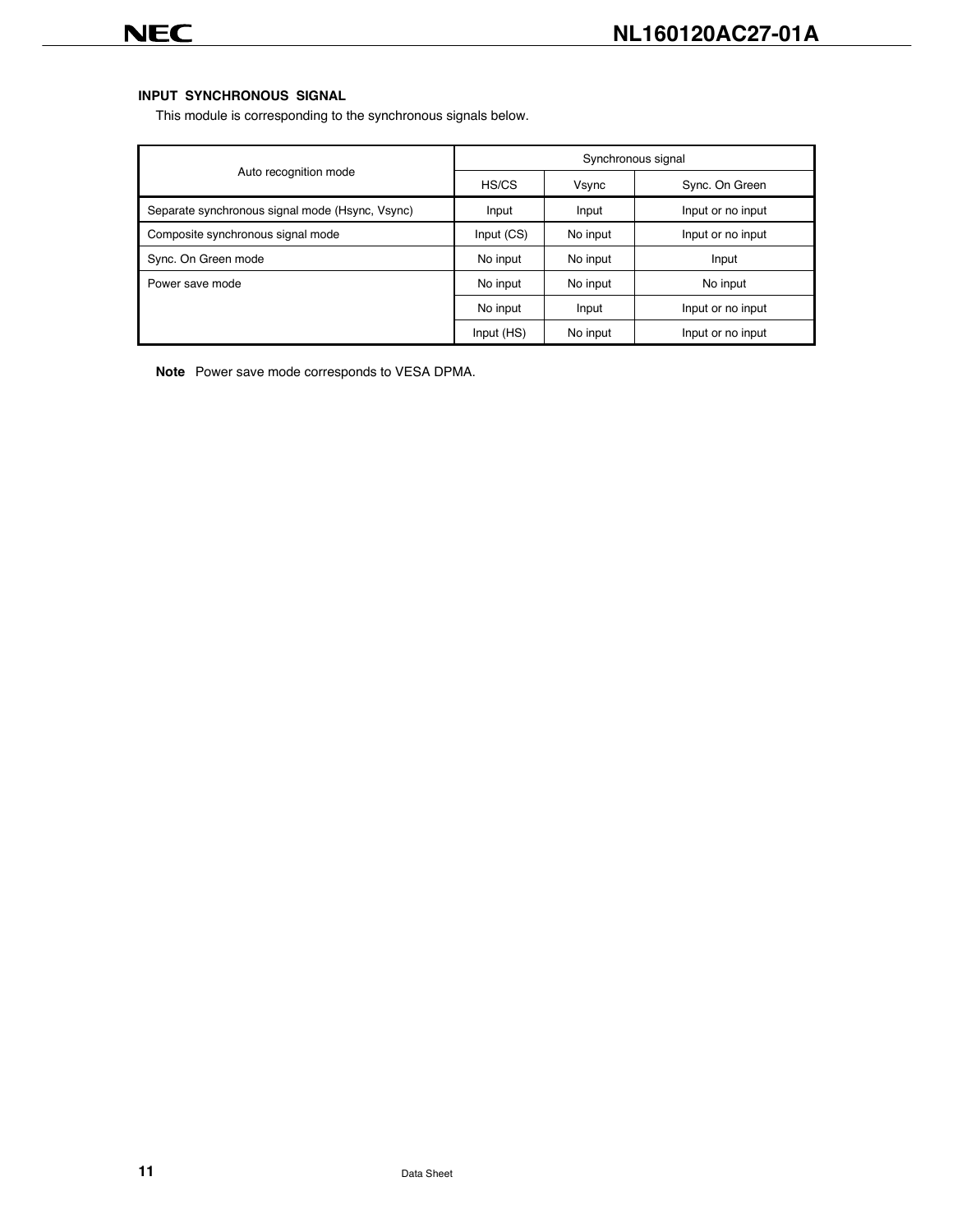### INPUT SYNCHRONOUS SIGNAL

This module is corresponding to the synchronous signals below.

| Auto recognition mode | Synchronous signal | | |
|---|---|---|---|
| | HS/CS | Vsync | Sync. On Green |
| Separate synchronous signal mode (Hsync, Vsync) | Input | Input | Input or no input |
| Composite synchronous signal mode | Input (CS) | No input | Input or no input |
| Sync. On Green mode | No input | No input | Input |
| Power save mode | No input | No input | No input |
| | No input | Input | Input or no input |
| | Input (HS) | No input | Input or no input |

**Note** Power save mode corresponds to VESA DPMA.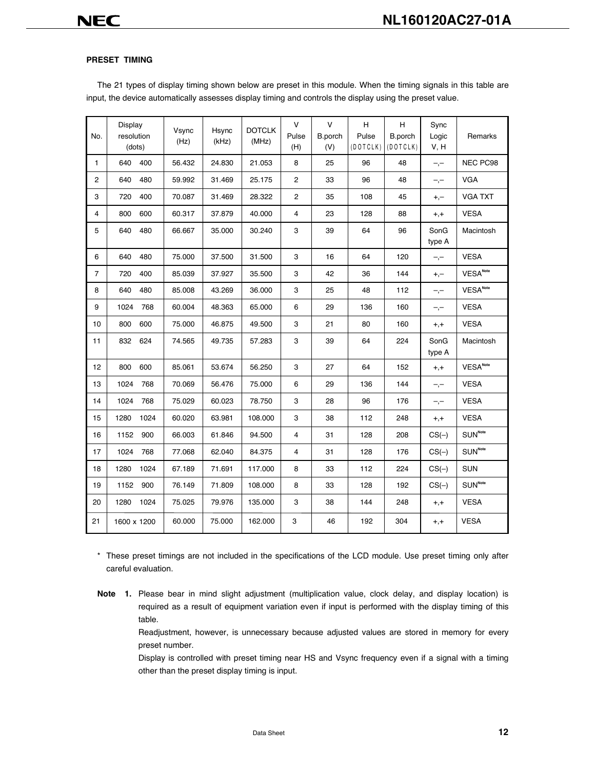**PRESET TIMING**

The 21 types of display timing shown below are preset in this module. When the timing signals in this table are input, the device automatically assesses display timing and controls the display using the preset value.

| No. | Display resolution (dots) | Vsync (Hz) | Hsync (kHz) | DOTCLK (MHz) | V Pulse (H) | V B.porch (V) | H Pulse (DOTCLK) | H B.porch (DOTCLK) | Sync Logic V, H | Remarks |
|---|---|---|---|---|---|---|---|---|---|---|
| 1 | 640 400 | 56.432 | 24.830 | 21.053 | 8 | 25 | 96 | 48 | –,– | NEC PC98 |
| 2 | 640 480 | 59.992 | 31.469 | 25.175 | 2 | 33 | 96 | 48 | –,– | VGA |
| 3 | 720 400 | 70.087 | 31.469 | 28.322 | 2 | 35 | 108 | 45 | +,– | VGA TXT |
| 4 | 800 600 | 60.317 | 37.879 | 40.000 | 4 | 23 | 128 | 88 | +,+ | VESA |
| 5 | 640 480 | 66.667 | 35.000 | 30.240 | 3 | 39 | 64 | 96 | SonG type A | Macintosh |
| 6 | 640 480 | 75.000 | 37.500 | 31.500 | 3 | 16 | 64 | 120 | –,– | VESA |
| 7 | 720 400 | 85.039 | 37.927 | 35.500 | 3 | 42 | 36 | 144 | +,– | VESA[Note] |
| 8 | 640 480 | 85.008 | 43.269 | 36.000 | 3 | 25 | 48 | 112 | –,– | VESA[Note] |
| 9 | 1024 768 | 60.004 | 48.363 | 65.000 | 6 | 29 | 136 | 160 | –,– | VESA |
| 10 | 800 600 | 75.000 | 46.875 | 49.500 | 3 | 21 | 80 | 160 | +,+ | VESA |
| 11 | 832 624 | 74.565 | 49.735 | 57.283 | 3 | 39 | 64 | 224 | SonG type A | Macintosh |
| 12 | 800 600 | 85.061 | 53.674 | 56.250 | 3 | 27 | 64 | 152 | +,+ | VESA[Note] |
| 13 | 1024 768 | 70.069 | 56.476 | 75.000 | 6 | 29 | 136 | 144 | –,– | VESA |
| 14 | 1024 768 | 75.029 | 60.023 | 78.750 | 3 | 28 | 96 | 176 | –,– | VESA |
| 15 | 1280 1024 | 60.020 | 63.981 | 108.000 | 3 | 38 | 112 | 248 | +,+ | VESA |
| 16 | 1152 900 | 66.003 | 61.846 | 94.500 | 4 | 31 | 128 | 208 | CS(–) | SUN[Note] |
| 17 | 1024 768 | 77.068 | 62.040 | 84.375 | 4 | 31 | 128 | 176 | CS(–) | SUN[Note] |
| 18 | 1280 1024 | 67.189 | 71.691 | 117.000 | 8 | 33 | 112 | 224 | CS(–) | SUN |
| 19 | 1152 900 | 76.149 | 71.809 | 108.000 | 8 | 33 | 128 | 192 | CS(–) | SUN[Note] |
| 20 | 1280 1024 | 75.025 | 79.976 | 135.000 | 3 | 38 | 144 | 248 | +,+ | VESA |
| 21 | 1600 x 1200 | 60.000 | 75.000 | 162.000 | 3 | 46 | 192 | 304 | +,+ | VESA |

\* These preset timings are not included in the specifications of the LCD module. Use preset timing only after careful evaluation.

**Note 1.** Please bear in mind slight adjustment (multiplication value, clock delay, and display location) is required as a result of equipment variation even if input is performed with the display timing of this table.

Readjustment, however, is unnecessary because adjusted values are stored in memory for every preset number.

Display is controlled with preset timing near HS and Vsync frequency even if a signal with a timing other than the preset display timing is input.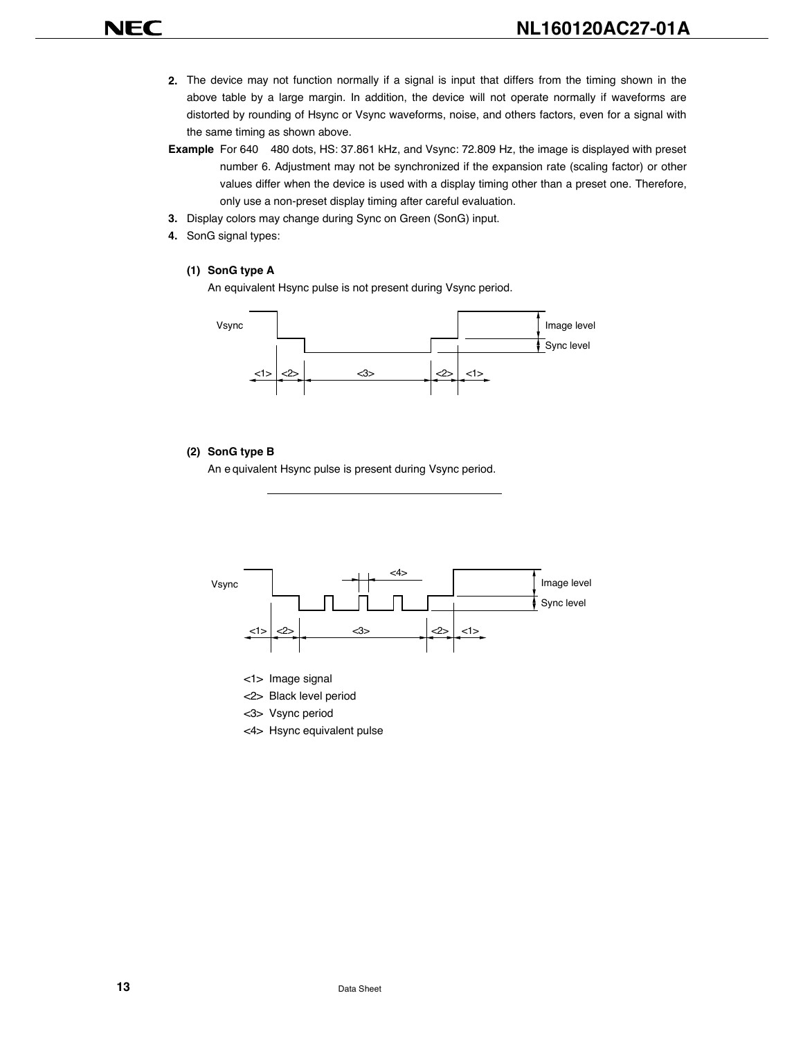2. The device may not function normally if a signal is input that differs from the timing shown in the above table by a large margin. In addition, the device will not operate normally if waveforms are distorted by rounding of Hsync or Vsync waveforms, noise, and others factors, even for a signal with the same timing as shown above.

**Example** For 640 480 dots, HS: 37.861 kHz, and Vsync: 72.809 Hz, the image is displayed with preset number 6. Adjustment may not be synchronized if the expansion rate (scaling factor) or other values differ when the device is used with a display timing other than a preset one. Therefore, only use a non-preset display timing after careful evaluation.

3. Display colors may change during Sync on Green (SonG) input.
4. SonG signal types:

**(1) SonG type A**

An equivalent Hsync pulse is not present during Vsync period.

Vsync — Image level / Sync level

<1> <2> <3> <2> <1>

**(2) SonG type B**

An equivalent Hsync pulse is present during Vsync period.

Vsync — Image level / Sync level

<4>

<1> <2> <3> <2> <1>

<1> Image signal
<2> Black level period
<3> Vsync period
<4> Hsync equivalent pulse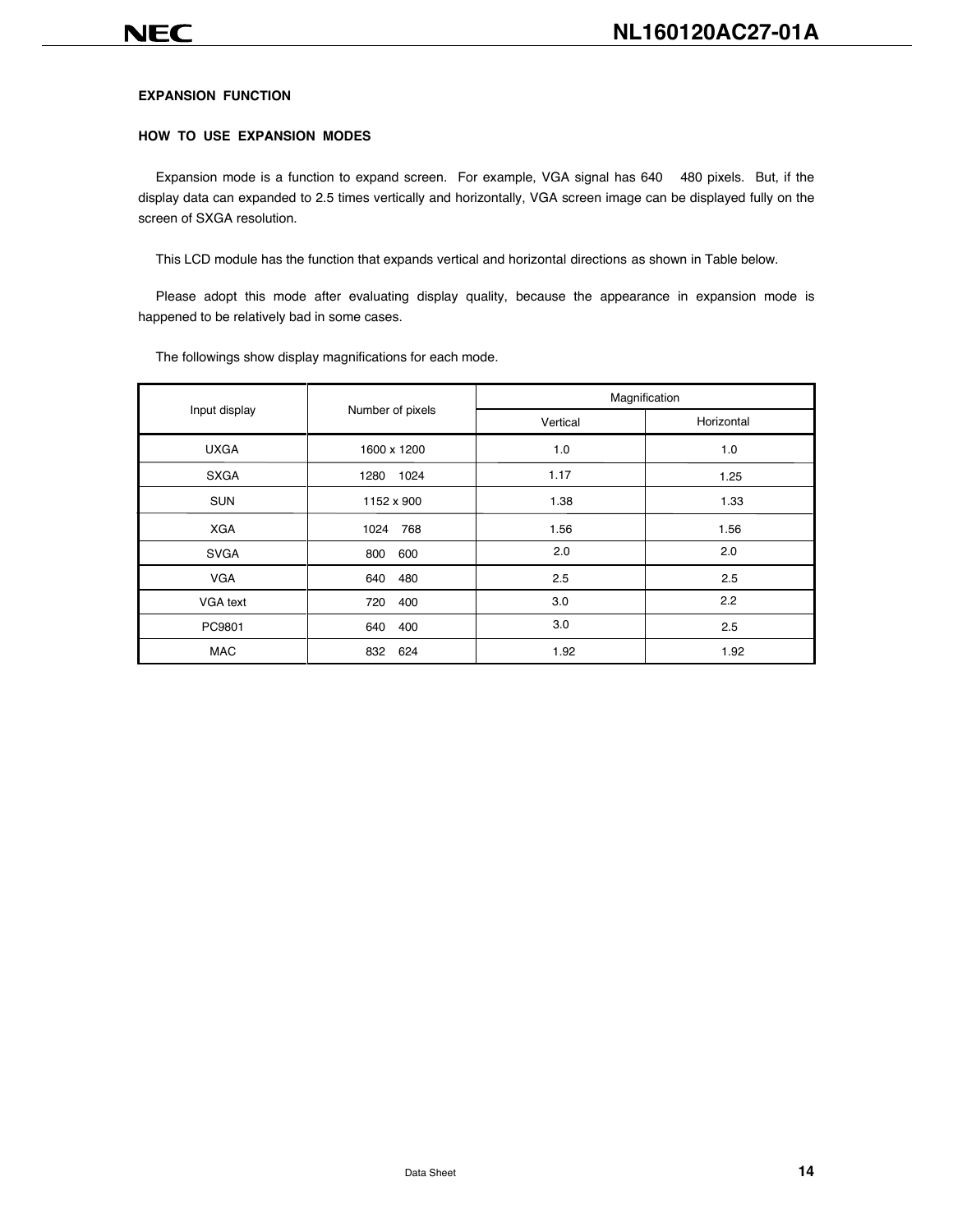### EXPANSION FUNCTION

### HOW TO USE EXPANSION MODES

Expansion mode is a function to expand screen. For example, VGA signal has 640 480 pixels. But, if the display data can expanded to 2.5 times vertically and horizontally, VGA screen image can be displayed fully on the screen of SXGA resolution.

This LCD module has the function that expands vertical and horizontal directions as shown in Table below.

Please adopt this mode after evaluating display quality, because the appearance in expansion mode is happened to be relatively bad in some cases.

The followings show display magnifications for each mode.

| Input display | Number of pixels | Magnification | |
|---|---|---|---|
| | | Vertical | Horizontal |
| UXGA | 1600 x 1200 | 1.0 | 1.0 |
| SXGA | 1280 1024 | 1.17 | 1.25 |
| SUN | 1152 x 900 | 1.38 | 1.33 |
| XGA | 1024 768 | 1.56 | 1.56 |
| SVGA | 800 600 | 2.0 | 2.0 |
| VGA | 640 480 | 2.5 | 2.5 |
| VGA text | 720 400 | 3.0 | 2.2 |
| PC9801 | 640 400 | 3.0 | 2.5 |
| MAC | 832 624 | 1.92 | 1.92 |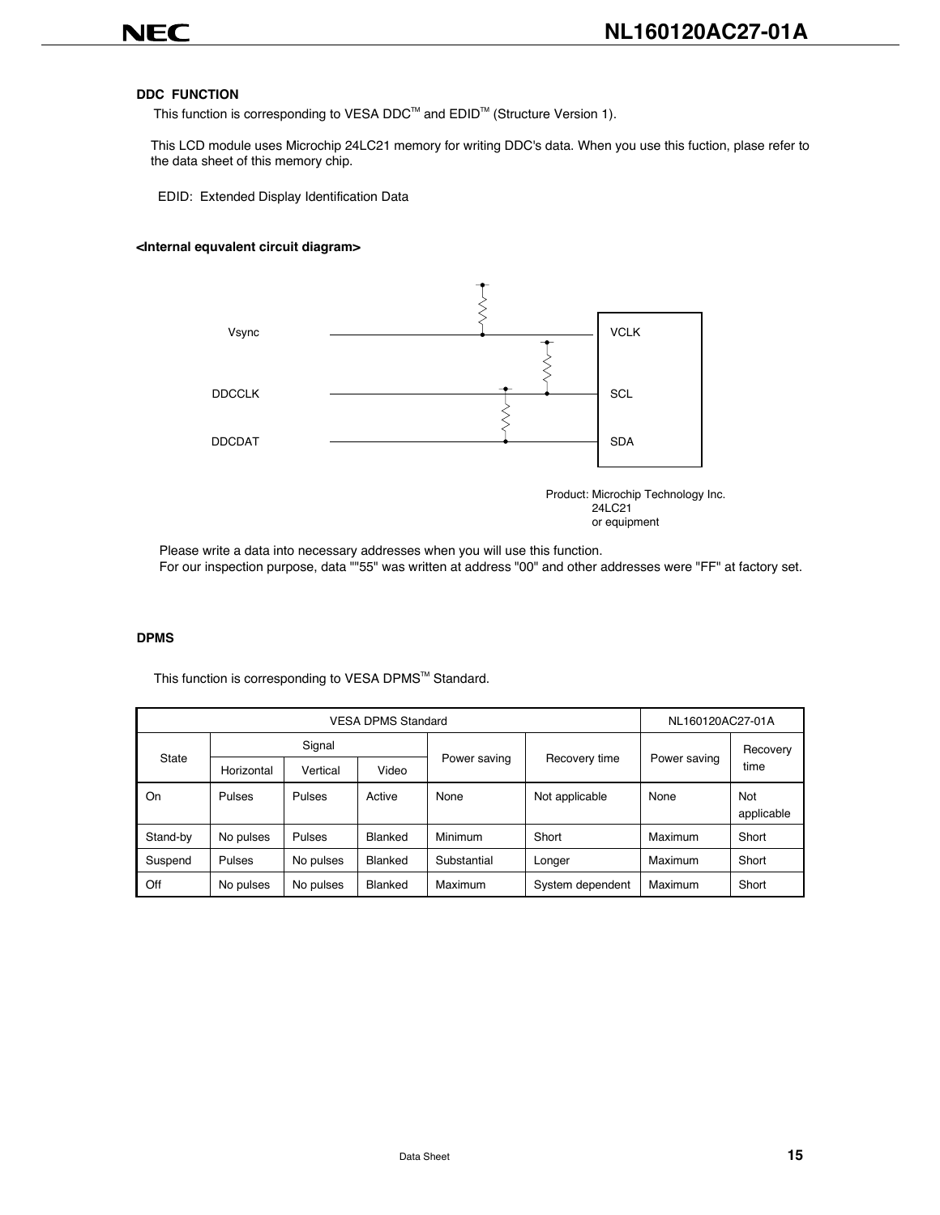### DDC FUNCTION

This function is corresponding to VESA DDC™ and EDID™ (Structure Version 1).

This LCD module uses Microchip 24LC21 memory for writing DDC's data. When you use this fuction, plase refer to the data sheet of this memory chip.

EDID: Extended Display Identification Data

#### <Internal equvalent circuit diagram>

Vsync — VCLK

DDCCLK — SCL

DDCDAT — SDA

Product: Microchip Technology Inc.
24LC21
or equipment

Please write a data into necessary addresses when you will use this function.
For our inspection purpose, data ""55" was written at address "00" and other addresses were "FF" at factory set.

### DPMS

This function is corresponding to VESA DPMS™ Standard.

| VESA DPMS Standard | | | | | | NL160120AC27-01A | |
|---|---|---|---|---|---|---|---|
| State | Signal | | | Power saving | Recovery time | Power saving | Recovery time |
| | Horizontal | Vertical | Video | | | | |
| On | Pulses | Pulses | Active | None | Not applicable | None | Not applicable |
| Stand-by | No pulses | Pulses | Blanked | Minimum | Short | Maximum | Short |
| Suspend | Pulses | No pulses | Blanked | Substantial | Longer | Maximum | Short |
| Off | No pulses | No pulses | Blanked | Maximum | System dependent | Maximum | Short |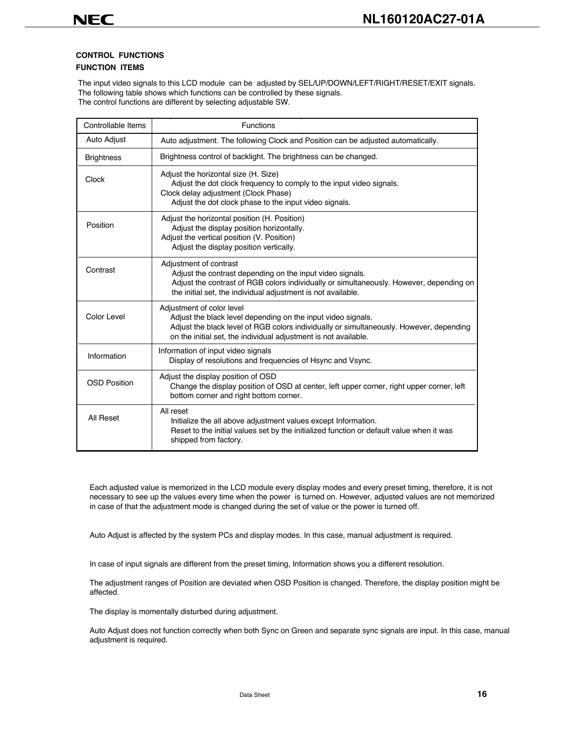### CONTROL FUNCTIONS

### FUNCTION ITEMS

The input video signals to this LCD module can be adjusted by SEL/UP/DOWN/LEFT/RIGHT/RESET/EXIT signals.
The following table shows which functions can be controlled by these signals.
The control functions are different by selecting adjustable SW.

| Controllable Items | Functions |
|---|---|
| Auto Adjust | Auto adjustment. The following Clock and Position can be adjusted automatically. |
| Brightness | Brightness control of backlight. The brightness can be changed. |
| Clock | Adjust the horizontal size (H. Size)<br>Adjust the dot clock frequency to comply to the input video signals.<br>Clock delay adjustment (Clock Phase)<br>Adjust the dot clock phase to the input video signals. |
| Position | Adjust the horizontal position (H. Position)<br>Adjust the display position horizontally.<br>Adjust the vertical position (V. Position)<br>Adjust the display position vertically. |
| Contrast | Adjustment of contrast<br>Adjust the contrast depending on the input video signals.<br>Adjust the contrast of RGB colors individually or simultaneously. However, depending on the initial set, the individual adjustment is not available. |
| Color Level | Adjustment of color level<br>Adjust the black level depending on the input video signals.<br>Adjust the black level of RGB colors individually or simultaneously. However, depending on the initial set, the individual adjustment is not available. |
| Information | Information of input video signals<br>Display of resolutions and frequencies of Hsync and Vsync. |
| OSD Position | Adjust the display position of OSD<br>Change the display position of OSD at center, left upper corner, right upper corner, left bottom corner and right bottom corner. |
| All Reset | All reset<br>Initialize the all above adjustment values except Information.<br>Reset to the initial values set by the initialized function or default value when it was shipped from factory. |

Each adjusted value is memorized in the LCD module every display modes and every preset timing, therefore, it is not necessary to see up the values every time when the power is turned on. However, adjusted values are not memorized in case of that the adjustment mode is changed during the set of value or the power is turned off.

Auto Adjust is affected by the system PCs and display modes. In this case, manual adjustment is required.

In case of input signals are different from the preset timing, Information shows you a different resolution.

The adjustment ranges of Position are deviated when OSD Position is changed. Therefore, the display position might be affected.

The display is momentally disturbed during adjustment.

Auto Adjust does not function correctly when both Sync on Green and separate sync signals are input. In this case, manual adjustment is required.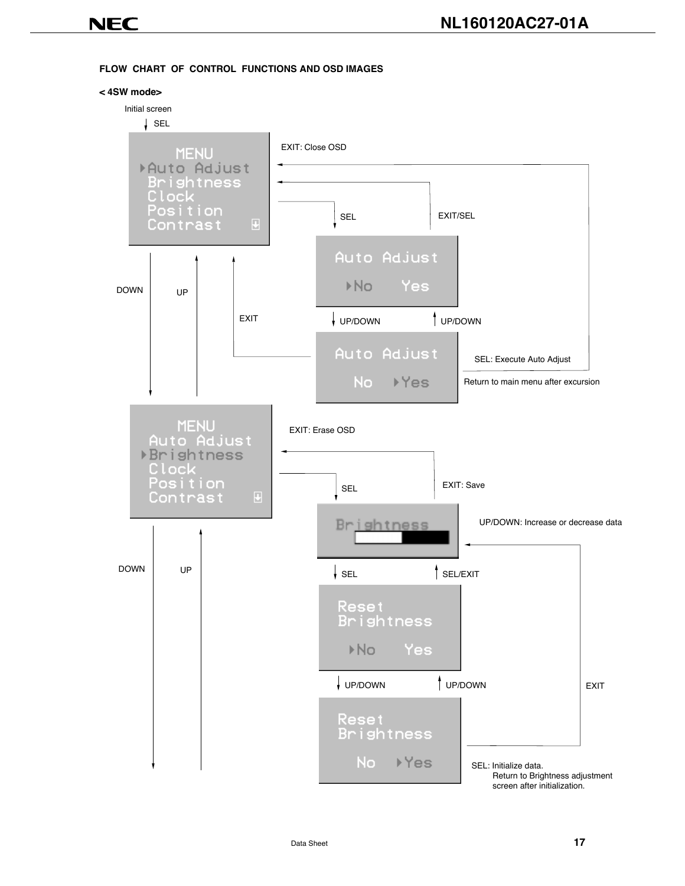### FLOW CHART OF CONTROL FUNCTIONS AND OSD IMAGES

**< 4SW mode>**

Initial screen

SEL

```
MENU
▸Auto Adjust
 Brightness
 Clock
 Position
 Contrast
```

EXIT: Close OSD

SEL

EXIT/SEL

```
Auto Adjust
 ▸No    Yes
```

DOWN

UP

EXIT

UP/DOWN

UP/DOWN

```
Auto Adjust
  No   ▸Yes
```

SEL: Execute Auto Adjust

Return to main menu after excursion

```
MENU
 Auto Adjust
▸Brightness
 Clock
 Position
 Contrast
```

EXIT: Erase OSD

SEL

EXIT: Save

```
Brightness
[■■■■□□□□]
```

UP/DOWN: Increase or decrease data

DOWN

UP

SEL

SEL/EXIT

```
Reset
Brightness
 ▸No    Yes
```

UP/DOWN

UP/DOWN

EXIT

```
Reset
Brightness
  No   ▸Yes
```

SEL: Initialize data.
Return to Brightness adjustment screen after initialization.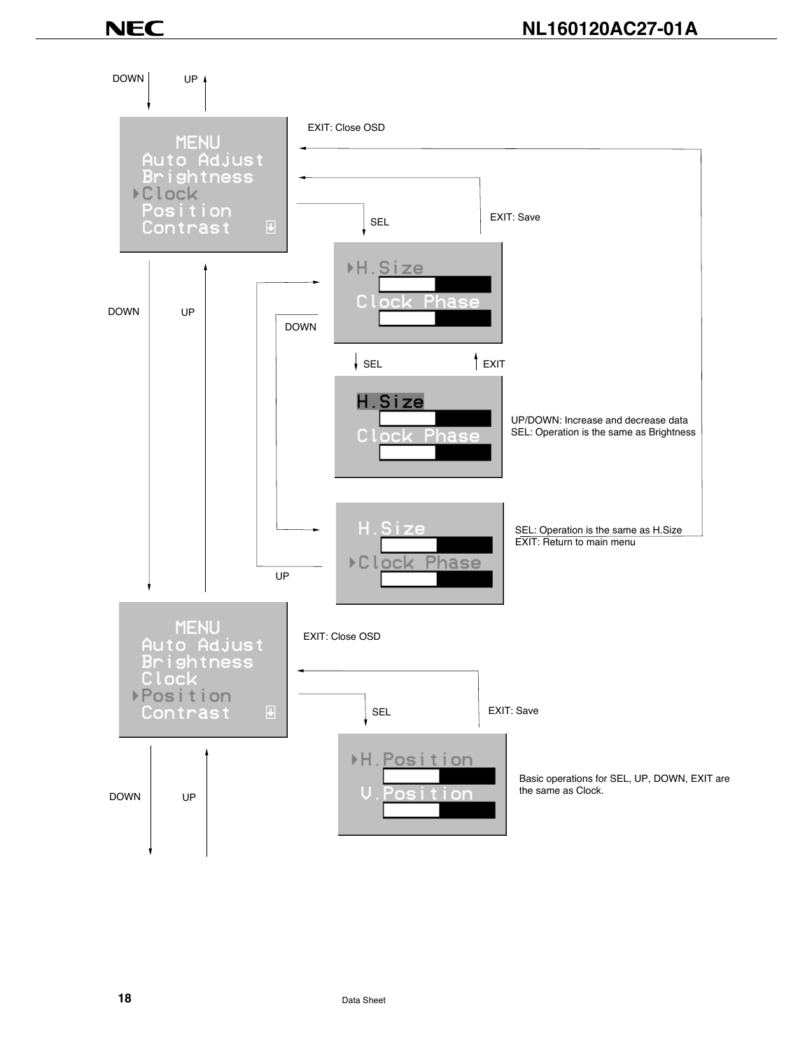DOWN UP

MENU
Auto Adjust
Brightness
▸Clock
Position
Contrast

EXIT: Close OSD

SEL

EXIT: Save

▸H.Size

Clock Phase

DOWN UP

DOWN

SEL EXIT

H.Size

Clock Phase

UP/DOWN: Increase and decrease data
SEL: Operation is the same as Brightness

H.Size

▸Clock Phase

SEL: Operation is the same as H.Size
EXIT: Return to main menu

UP

MENU
Auto Adjust
Brightness
Clock
▸Position
Contrast

EXIT: Close OSD

SEL

EXIT: Save

▸H.Position

V.Position

Basic operations for SEL, UP, DOWN, EXIT are the same as Clock.

DOWN UP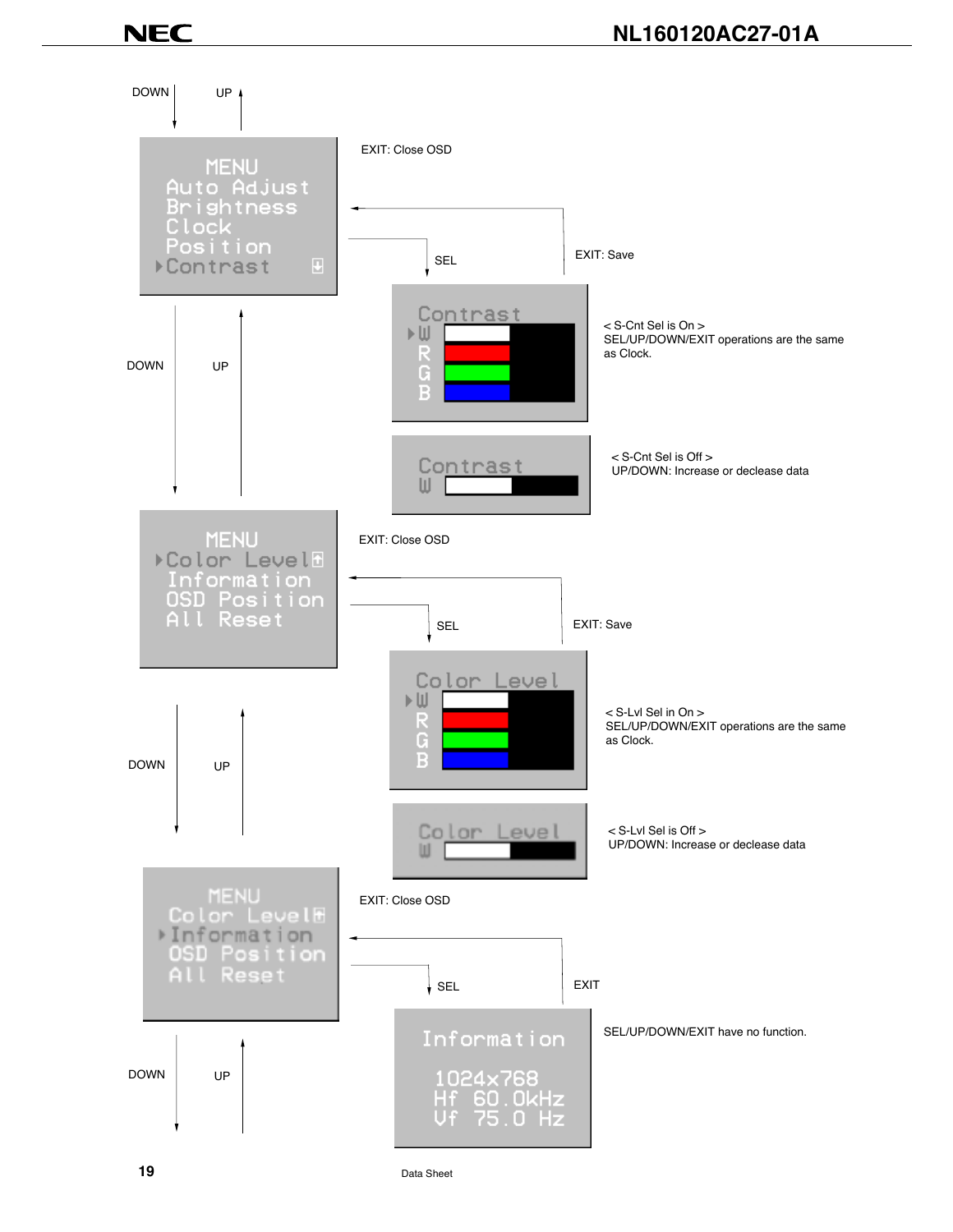DOWN UP

MENU
Auto Adjust
Brightness
Clock
Position
▶Contrast

EXIT: Close OSD

SEL

EXIT: Save

Contrast
▶W
R
G
B

< S-Cnt Sel is On >
SEL/UP/DOWN/EXIT operations are the same as Clock.

Contrast
W

< S-Cnt Sel is Off >
UP/DOWN: Increase or declease data

DOWN UP

MENU
▶Color Level
Information
OSD Position
All Reset

EXIT: Close OSD

SEL

EXIT: Save

Color Level
▶W
R
G
B

< S-Lvl Sel in On >
SEL/UP/DOWN/EXIT operations are the same as Clock.

Color Level
W

< S-Lvl Sel is Off >
UP/DOWN: Increase or declease data

DOWN UP

MENU
Color Level
▶Information
OSD Position
All Reset

EXIT: Close OSD

SEL

EXIT

Information

1024x768
Hf 60.0kHz
Vf 75.0 Hz

SEL/UP/DOWN/EXIT have no function.

DOWN UP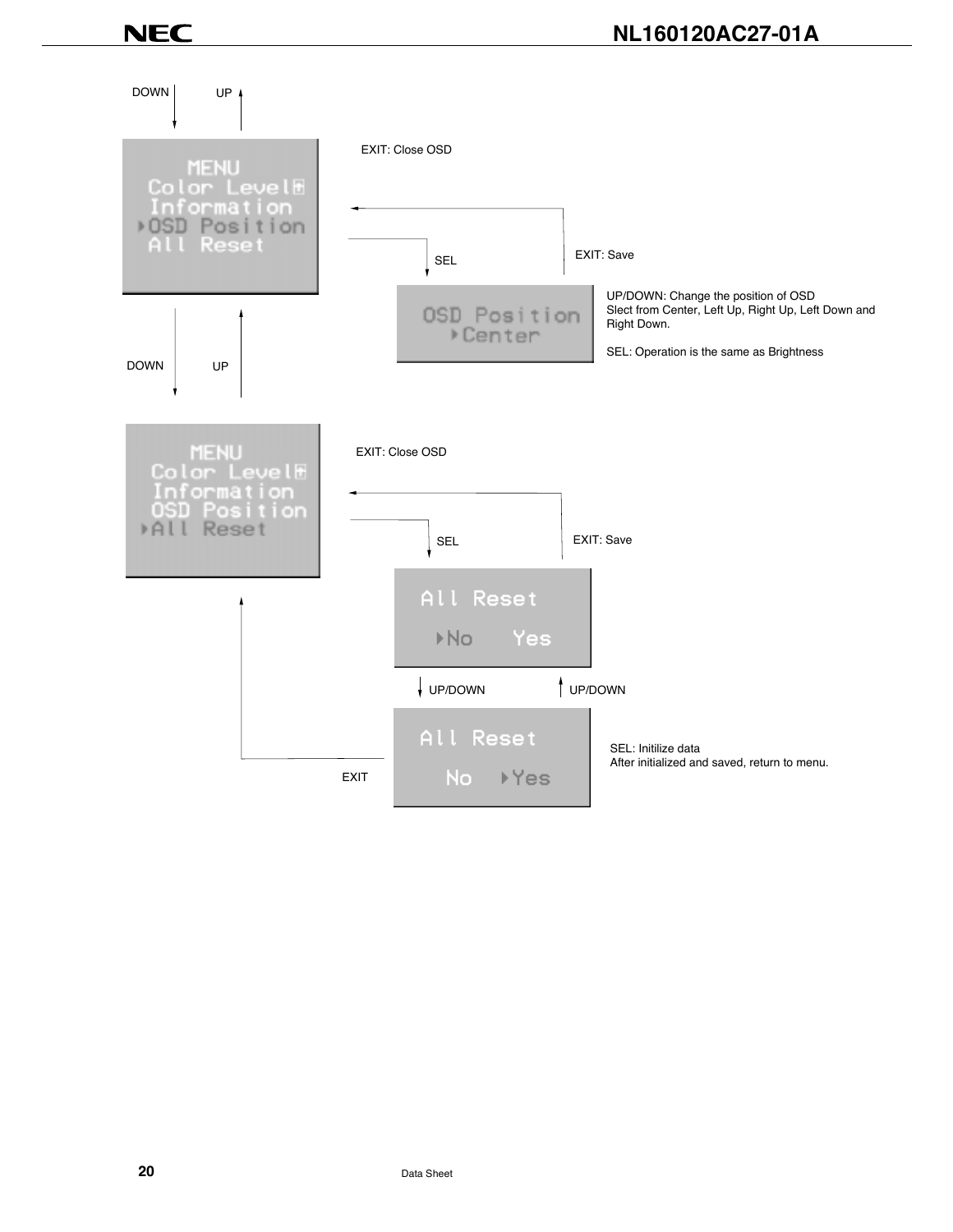DOWN UP

MENU
Color Level
Information
▸OSD Position
All Reset

EXIT: Close OSD

SEL

EXIT: Save

OSD Position
▸Center

UP/DOWN: Change the position of OSD
Slect from Center, Left Up, Right Up, Left Down and Right Down.

SEL: Operation is the same as Brightness

DOWN UP

MENU
Color Level
Information
OSD Position
▸All Reset

EXIT: Close OSD

SEL

EXIT: Save

All Reset
▸No Yes

UP/DOWN UP/DOWN

All Reset
No ▸Yes

EXIT

SEL: Initilize data
After initialized and saved, return to menu.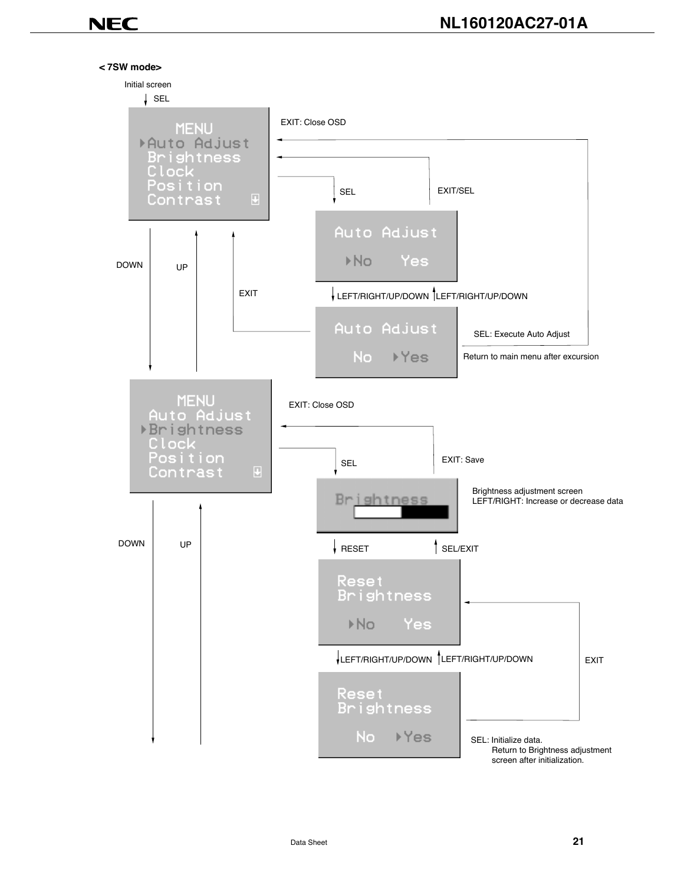**< 7SW mode>**

Initial screen

SEL

MENU
▸Auto Adjust
Brightness
Clock
Position
Contrast

EXIT: Close OSD

SEL

EXIT/SEL

Auto Adjust
▸No Yes

DOWN

UP

EXIT

LEFT/RIGHT/UP/DOWN LEFT/RIGHT/UP/DOWN

Auto Adjust
No ▸Yes

SEL: Execute Auto Adjust

Return to main menu after excursion

MENU
Auto Adjust
▸Brightness
Clock
Position
Contrast

EXIT: Close OSD

SEL

EXIT: Save

Brightness

Brightness adjustment screen
LEFT/RIGHT: Increase or decrease data

DOWN

UP

RESET

SEL/EXIT

Reset
Brightness
▸No Yes

LEFT/RIGHT/UP/DOWN LEFT/RIGHT/UP/DOWN

EXIT

Reset
Brightness
No ▸Yes

SEL: Initialize data.
Return to Brightness adjustment screen after initialization.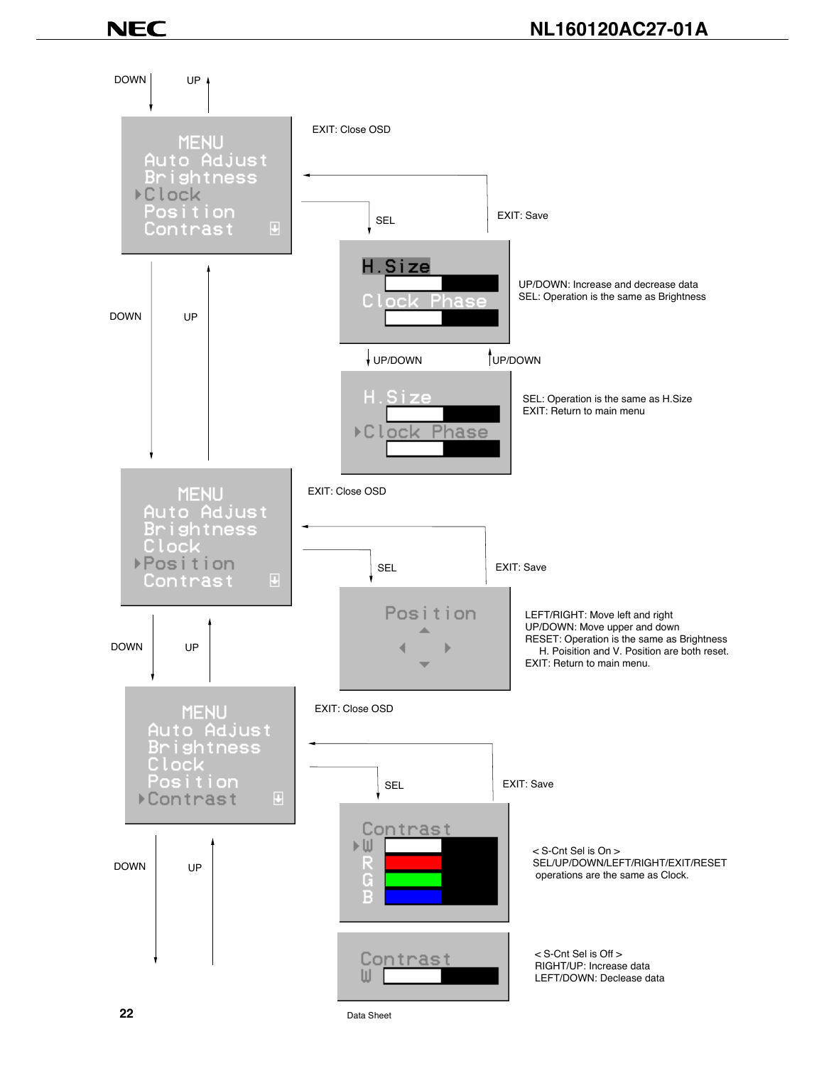DOWN UP

MENU
Auto Adjust
Brightness
▸Clock
Position
Contrast

EXIT: Close OSD

SEL

EXIT: Save

H.Size
Clock Phase

UP/DOWN: Increase and decrease data
SEL: Operation is the same as Brightness

UP/DOWN UP/DOWN

H.Size
▸Clock Phase

SEL: Operation is the same as H.Size
EXIT: Return to main menu

DOWN UP

MENU
Auto Adjust
Brightness
Clock
▸Position
Contrast

EXIT: Close OSD

SEL

EXIT: Save

Position

LEFT/RIGHT: Move left and right
UP/DOWN: Move upper and down
RESET: Operation is the same as Brightness
H. Poisition and V. Position are both reset.
EXIT: Return to main menu.

DOWN UP

MENU
Auto Adjust
Brightness
Clock
Position
▸Contrast

EXIT: Close OSD

SEL

EXIT: Save

Contrast
▸W
R
G
B

< S-Cnt Sel is On >
SEL/UP/DOWN/LEFT/RIGHT/EXIT/RESET operations are the same as Clock.

Contrast
W

< S-Cnt Sel is Off >
RIGHT/UP: Increase data
LEFT/DOWN: Declease data

DOWN UP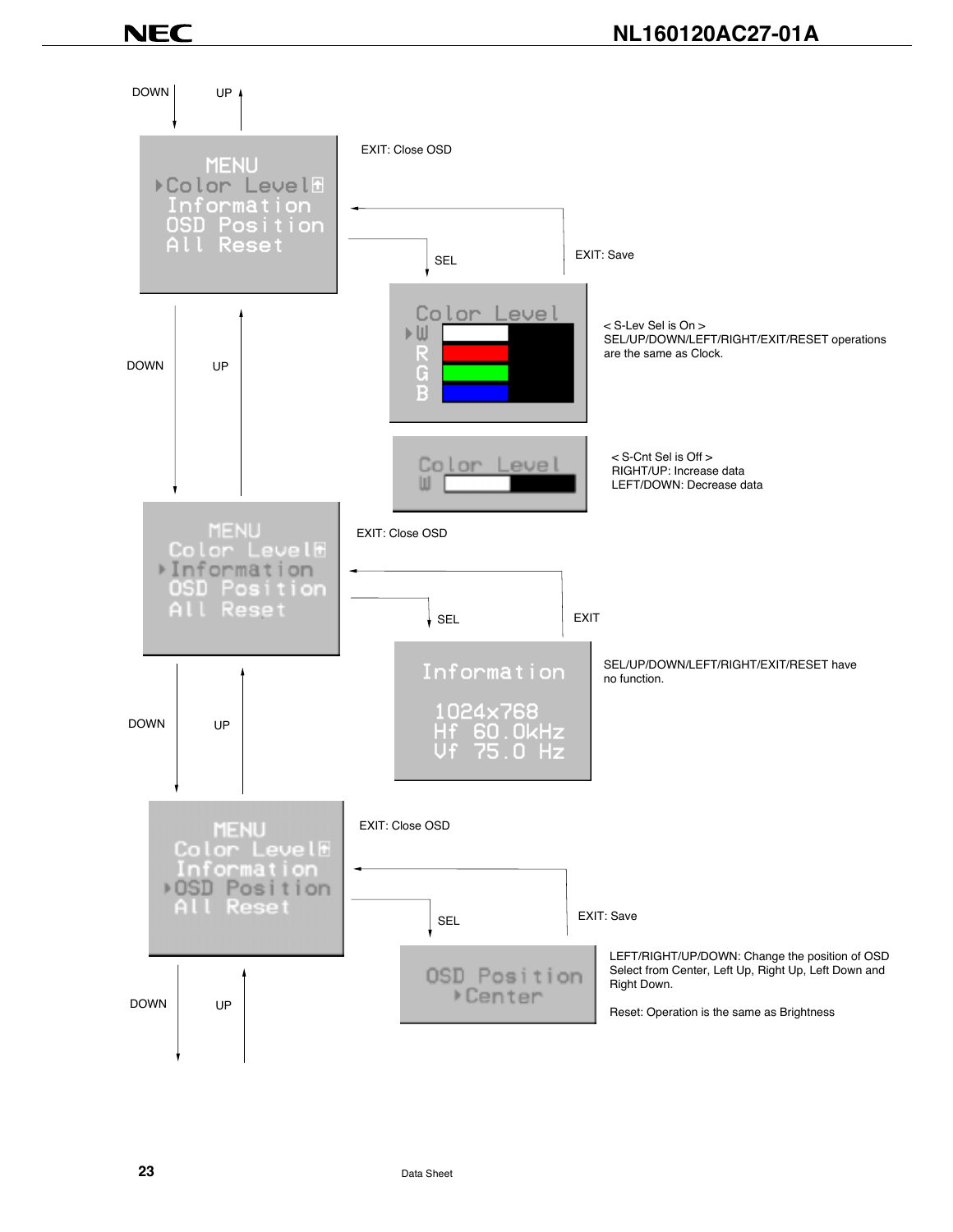DOWN UP

MENU
▸Color Level
Information
OSD Position
All Reset

EXIT: Close OSD

SEL

EXIT: Save

Color Level
▸W
R
G
B

< S-Lev Sel is On >
SEL/UP/DOWN/LEFT/RIGHT/EXIT/RESET operations are the same as Clock.

Color Level
W

< S-Cnt Sel is Off >
RIGHT/UP: Increase data
LEFT/DOWN: Decrease data

DOWN UP

MENU
Color Level
▸Information
OSD Position
All Reset

EXIT: Close OSD

SEL

EXIT

Information

1024x768
Hf 60.0kHz
Vf 75.0 Hz

SEL/UP/DOWN/LEFT/RIGHT/EXIT/RESET have no function.

DOWN UP

MENU
Color Level
Information
▸OSD Position
All Reset

EXIT: Close OSD

SEL

EXIT: Save

OSD Position
▸Center

LEFT/RIGHT/UP/DOWN: Change the position of OSD
Select from Center, Left Up, Right Up, Left Down and Right Down.

Reset: Operation is the same as Brightness

DOWN UP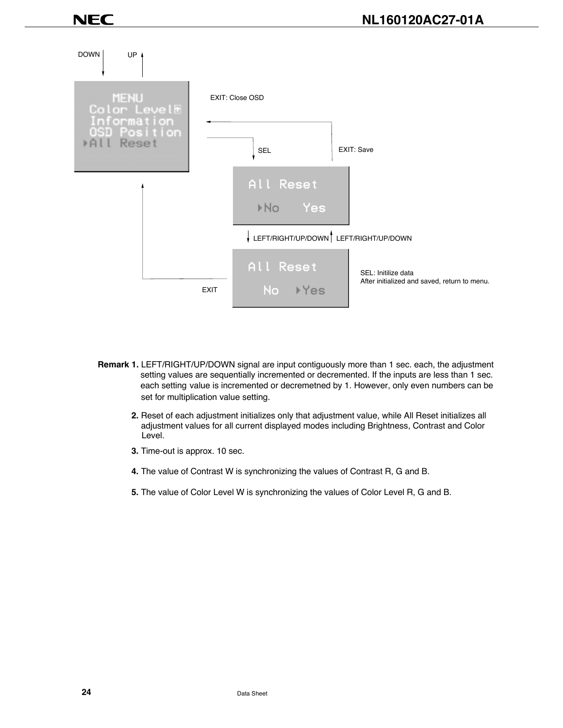DOWN UP

MENU
Color Level
Information
OSD Position
▸All Reset

EXIT: Close OSD

SEL

EXIT: Save

All Reset
▸No Yes

LEFT/RIGHT/UP/DOWN LEFT/RIGHT/UP/DOWN

All Reset
No ▸Yes

EXIT

SEL: Initilize data
After initialized and saved, return to menu.

**Remark 1.** LEFT/RIGHT/UP/DOWN signal are input contiguously more than 1 sec. each, the adjustment setting values are sequentially incremented or decremented. If the inputs are less than 1 sec. each setting value is incremented or decremetned by 1. However, only even numbers can be set for multiplication value setting.

**2.** Reset of each adjustment initializes only that adjustment value, while All Reset initializes all adjustment values for all current displayed modes including Brightness, Contrast and Color Level.

**3.** Time-out is approx. 10 sec.

**4.** The value of Contrast W is synchronizing the values of Contrast R, G and B.

**5.** The value of Color Level W is synchronizing the values of Color Level R, G and B.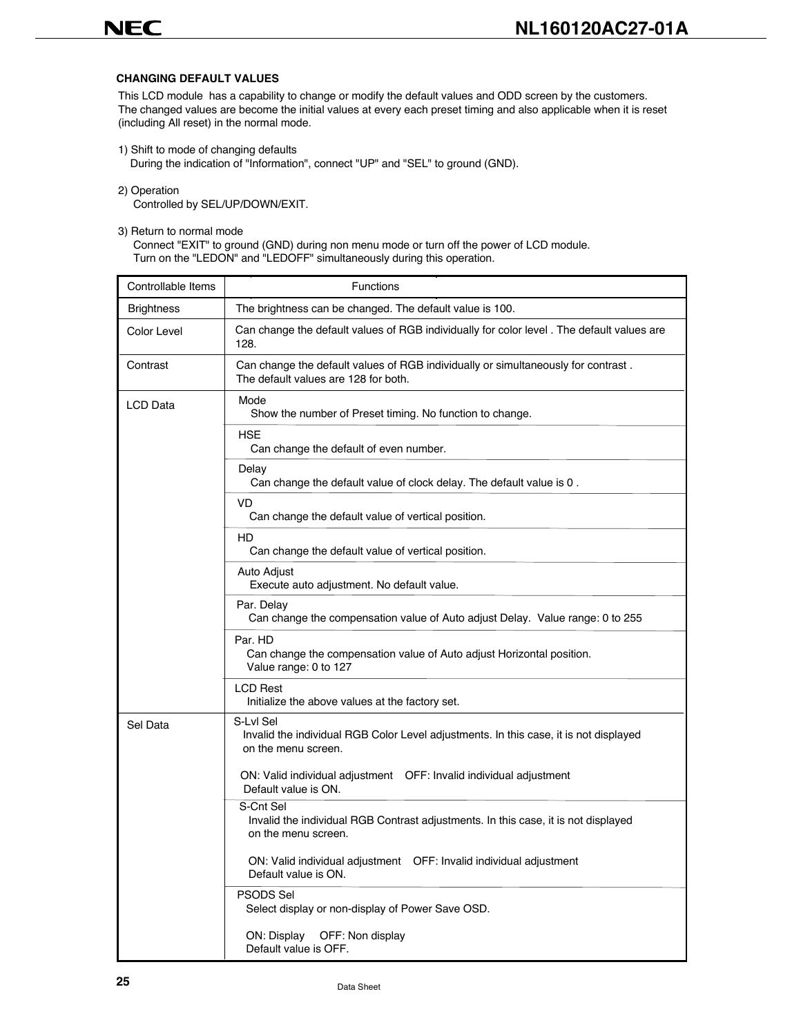### CHANGING DEFAULT VALUES

This LCD module has a capability to change or modify the default values and ODD screen by the customers.
The changed values are become the initial values at every each preset timing and also applicable when it is reset (including All reset) in the normal mode.

1) Shift to mode of changing defaults
During the indication of "Information", connect "UP" and "SEL" to ground (GND).

2) Operation
Controlled by SEL/UP/DOWN/EXIT.

3) Return to normal mode
Connect "EXIT" to ground (GND) during non menu mode or turn off the power of LCD module.
Turn on the "LEDON" and "LEDOFF" simultaneously during this operation.

| Controllable Items | Functions |
|---|---|
| Brightness | The brightness can be changed. The default value is 100. |
| Color Level | Can change the default values of RGB individually for color level . The default values are 128. |
| Contrast | Can change the default values of RGB individually or simultaneously for contrast .<br>The default values are 128 for both. |
| LCD Data | Mode<br>Show the number of Preset timing. No function to change. |
| | HSE<br>Can change the default of even number. |
| | Delay<br>Can change the default value of clock delay. The default value is 0 . |
| | VD<br>Can change the default value of vertical position. |
| | HD<br>Can change the default value of vertical position. |
| | Auto Adjust<br>Execute auto adjustment. No default value. |
| | Par. Delay<br>Can change the compensation value of Auto adjust Delay. Value range: 0 to 255 |
| | Par. HD<br>Can change the compensation value of Auto adjust Horizontal position.<br>Value range: 0 to 127 |
| | LCD Rest<br>Initialize the above values at the factory set. |
| Sel Data | S-Lvl Sel<br>Invalid the individual RGB Color Level adjustments. In this case, it is not displayed on the menu screen.<br><br>ON: Valid individual adjustment OFF: Invalid individual adjustment<br>Default value is ON. |
| | S-Cnt Sel<br>Invalid the individual RGB Contrast adjustments. In this case, it is not displayed on the menu screen.<br><br>ON: Valid individual adjustment OFF: Invalid individual adjustment<br>Default value is ON. |
| | PSODS Sel<br>Select display or non-display of Power Save OSD.<br><br>ON: Display OFF: Non display<br>Default value is OFF. |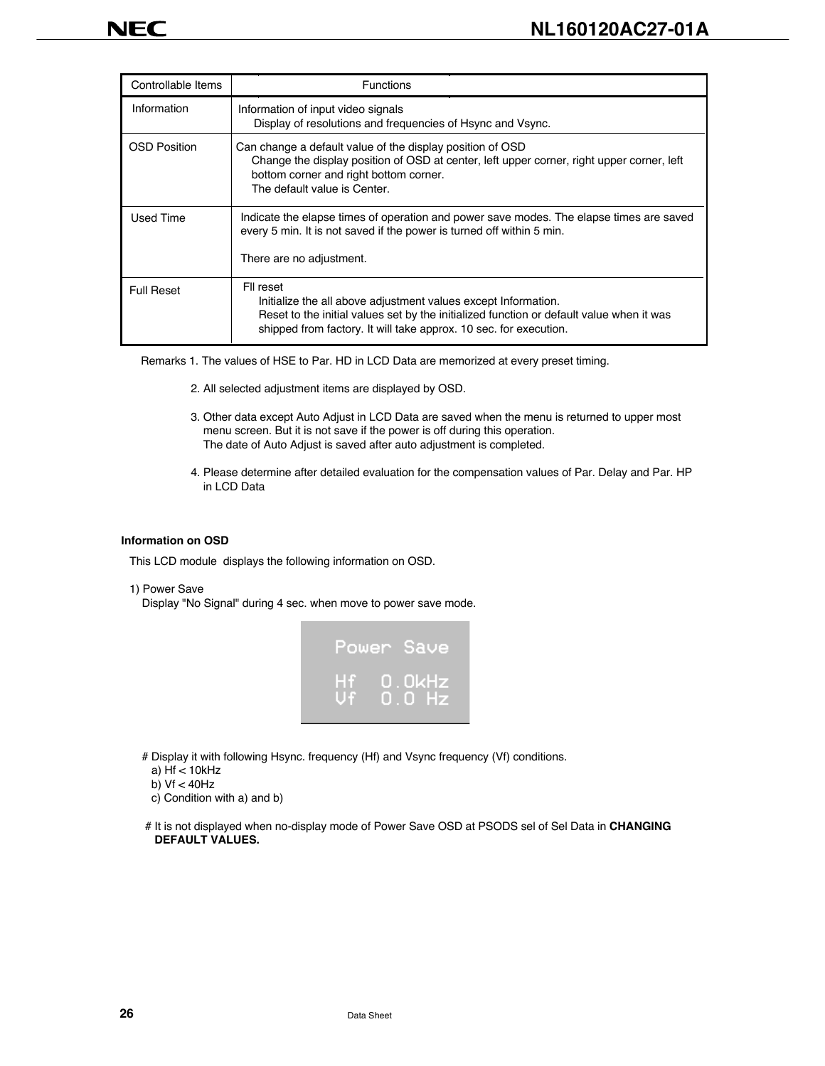| Controllable Items | Functions |
|---|---|
| Information | Information of input video signals<br>Display of resolutions and frequencies of Hsync and Vsync. |
| OSD Position | Can change a default value of the display position of OSD<br>Change the display position of OSD at center, left upper corner, right upper corner, left bottom corner and right bottom corner.<br>The default value is Center. |
| Used Time | Indicate the elapse times of operation and power save modes. The elapse times are saved every 5 min. It is not saved if the power is turned off within 5 min.<br><br>There are no adjustment. |
| Full Reset | Fll reset<br>Initialize the all above adjustment values except Information.<br>Reset to the initial values set by the initialized function or default value when it was shipped from factory. It will take approx. 10 sec. for execution. |

Remarks 1. The values of HSE to Par. HD in LCD Data are memorized at every preset timing.

2. All selected adjustment items are displayed by OSD.

3. Other data except Auto Adjust in LCD Data are saved when the menu is returned to upper most menu screen. But it is not save if the power is off during this operation.
The date of Auto Adjust is saved after auto adjustment is completed.

4. Please determine after detailed evaluation for the compensation values of Par. Delay and Par. HP in LCD Data

**Information on OSD**

This LCD module displays the following information on OSD.

1) Power Save

Display "No Signal" during 4 sec. when move to power save mode.

```
Power Save

Hf   0.0kHz
Vf   0.0 Hz
```

# Display it with following Hsync. frequency (Hf) and Vsync frequency (Vf) conditions.

a) Hf < 10kHz

b) Vf < 40Hz

c) Condition with a) and b)

# It is not displayed when no-display mode of Power Save OSD at PSODS sel of Sel Data in **CHANGING DEFAULT VALUES.**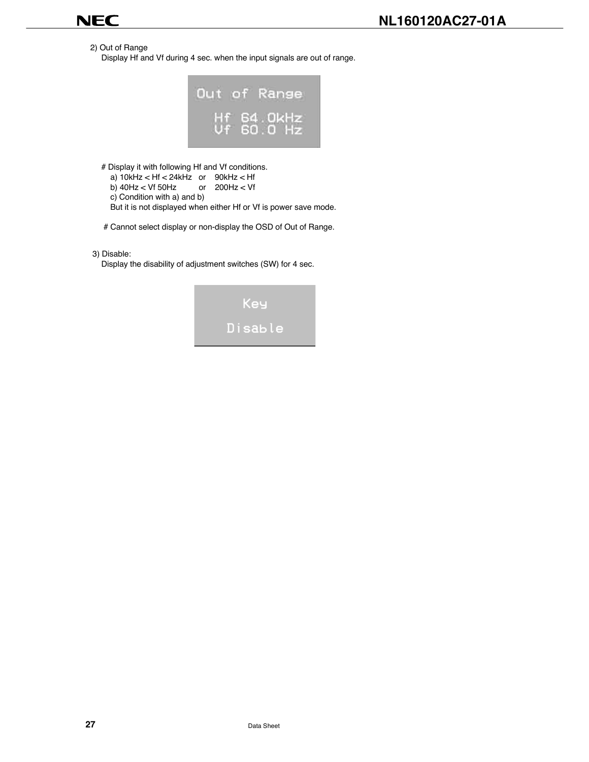2) Out of Range

Display Hf and Vf during 4 sec. when the input signals are out of range.

```
Out of Range

  Hf 64.0kHz
  Vf 60.0 Hz
```

# Display it with following Hf and Vf conditions.

a) 10kHz < Hf < 24kHz  or  90kHz < Hf

b) 40Hz < Vf 50Hz  or  200Hz < Vf

c) Condition with a) and b)

But it is not displayed when either Hf or Vf is power save mode.

# Cannot select display or non-display the OSD of Out of Range.

3) Disable:

Display the disability of adjustment switches (SW) for 4 sec.

```
Key
Disable
```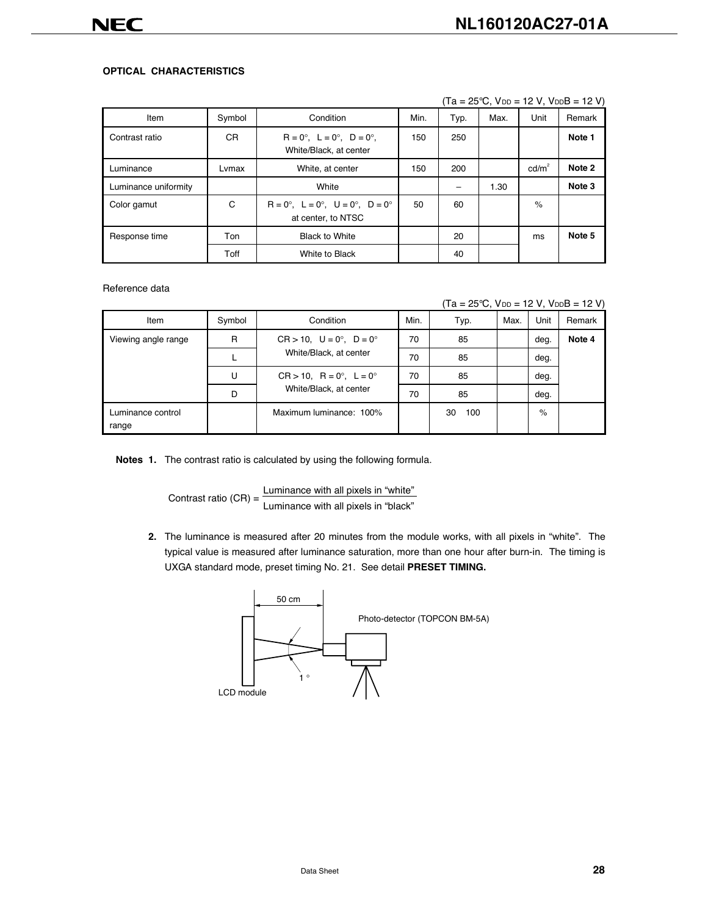### OPTICAL CHARACTERISTICS

($Ta = 25°C$, $V_{DD} = 12$ V, $V_{DD}B = 12$ V)

| Item | Symbol | Condition | Min. | Typ. | Max. | Unit | Remark |
|---|---|---|---|---|---|---|---|
| Contrast ratio | CR | R = 0°, L = 0°, D = 0°, White/Black, at center | 150 | 250 | | | **Note 1** |
| Luminance | Lvmax | White, at center | 150 | 200 | | $cd/m^2$ | **Note 2** |
| Luminance uniformity | | White | | – | 1.30 | | **Note 3** |
| Color gamut | C | R = 0°, L = 0°, U = 0°, D = 0° at center, to NTSC | 50 | 60 | | % | |
| Response time | Ton | Black to White | | 20 | | ms | **Note 5** |
| | Toff | White to Black | | 40 | | | |

Reference data

($Ta = 25°C$, $V_{DD} = 12$ V, $V_{DD}B = 12$ V)

| Item | Symbol | Condition | Min. | Typ. | Max. | Unit | Remark |
|---|---|---|---|---|---|---|---|
| Viewing angle range | R | CR > 10, U = 0°, D = 0° White/Black, at center | 70 | 85 | | deg. | **Note 4** |
| | L | | 70 | 85 | | deg. | |
| | U | CR > 10, R = 0°, L = 0° White/Black, at center | 70 | 85 | | deg. | |
| | D | | 70 | 85 | | deg. | |
| Luminance control range | | Maximum luminance: 100% | | 30 100 | | % | |

**Notes 1.** The contrast ratio is calculated by using the following formula.

$$\text{Contrast ratio (CR)} = \frac{\text{Luminance with all pixels in "white"}}{\text{Luminance with all pixels in "black"}}$$

**2.** The luminance is measured after 20 minutes from the module works, with all pixels in "white". The typical value is measured after luminance saturation, more than one hour after burn-in. The timing is UXGA standard mode, preset timing No. 21. See detail **PRESET TIMING.**

50 cm

Photo-detector (TOPCON BM-5A)

1 °

LCD module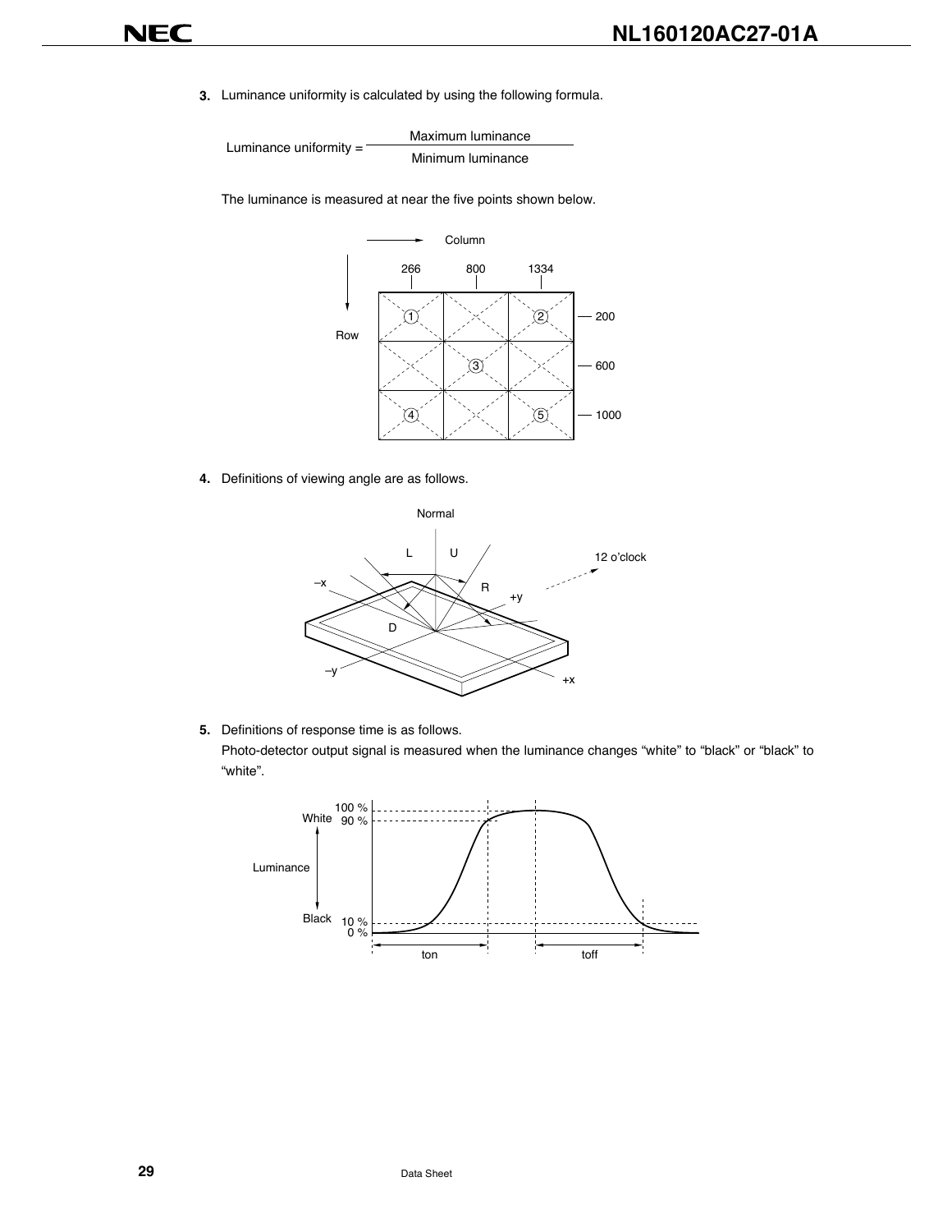**3.** Luminance uniformity is calculated by using the following formula.

$$\text{Luminance uniformity} = \frac{\text{Maximum luminance}}{\text{Minimum luminance}}$$

The luminance is measured at near the five points shown below.

**4.** Definitions of viewing angle are as follows.

**5.** Definitions of response time is as follows.

Photo-detector output signal is measured when the luminance changes "white" to "black" or "black" to "white".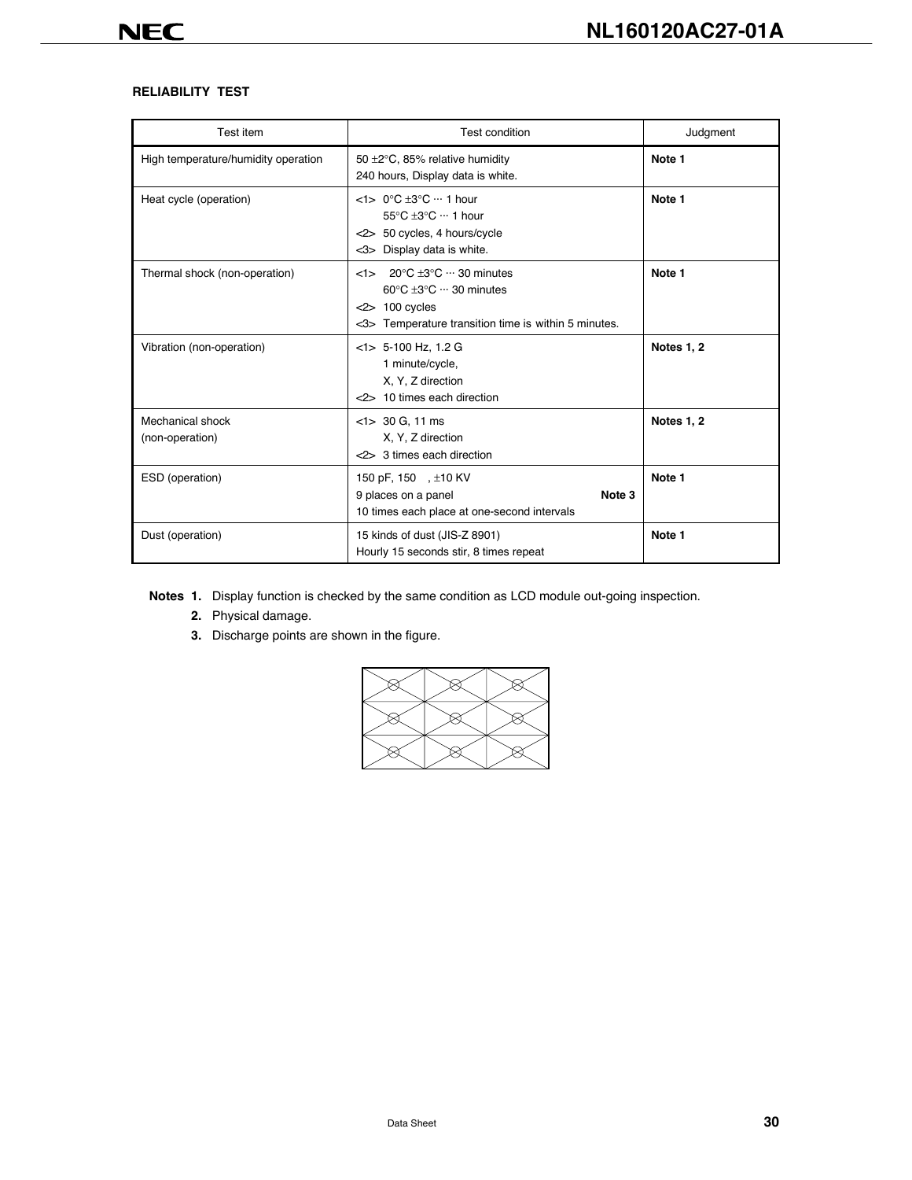### RELIABILITY TEST

| Test item | Test condition | Judgment |
|---|---|---|
| High temperature/humidity operation | 50 ±2°C, 85% relative humidity<br>240 hours, Display data is white. | **Note 1** |
| Heat cycle (operation) | <1> 0°C ±3°C ··· 1 hour<br>55°C ±3°C ··· 1 hour<br><2> 50 cycles, 4 hours/cycle<br><3> Display data is white. | **Note 1** |
| Thermal shock (non-operation) | <1> 20°C ±3°C ··· 30 minutes<br>60°C ±3°C ··· 30 minutes<br><2> 100 cycles<br><3> Temperature transition time is within 5 minutes. | **Note 1** |
| Vibration (non-operation) | <1> 5-100 Hz, 1.2 G<br>1 minute/cycle,<br>X, Y, Z direction<br><2> 10 times each direction | **Notes 1, 2** |
| Mechanical shock<br>(non-operation) | <1> 30 G, 11 ms<br>X, Y, Z direction<br><2> 3 times each direction | **Notes 1, 2** |
| ESD (operation) | 150 pF, 150 , ±10 KV<br>9 places on a panel **Note 3**<br>10 times each place at one-second intervals | **Note 1** |
| Dust (operation) | 15 kinds of dust (JIS-Z 8901)<br>Hourly 15 seconds stir, 8 times repeat | **Note 1** |

**Notes 1.** Display function is checked by the same condition as LCD module out-going inspection.

**2.** Physical damage.

**3.** Discharge points are shown in the figure.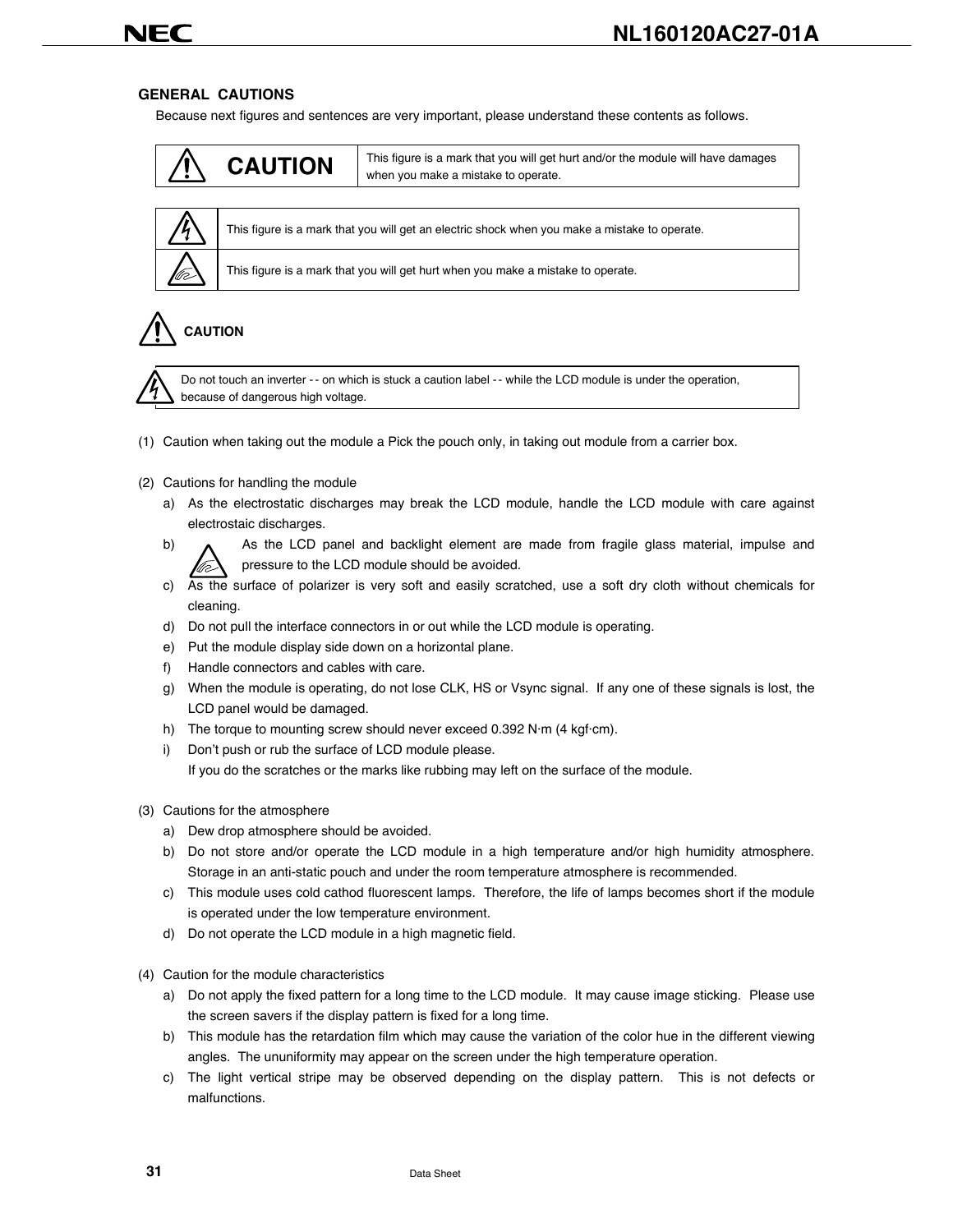## GENERAL CAUTIONS

Because next figures and sentences are very important, please understand these contents as follows.

| CAUTION | This figure is a mark that you will get hurt and/or the module will have damages when you make a mistake to operate. |
|---|---|

| | |
|---|---|
| (electric shock mark) | This figure is a mark that you will get an electric shock when you make a mistake to operate. |
| (injury mark) | This figure is a mark that you will get hurt when you make a mistake to operate. |

### CAUTION

| | |
|---|---|
| (electric shock mark) | Do not touch an inverter -- on which is stuck a caution label -- while the LCD module is under the operation, because of dangerous high voltage. |

(1) Caution when taking out the module a Pick the pouch only, in taking out module from a carrier box.

(2) Cautions for handling the module
   a) As the electrostatic discharges may break the LCD module, handle the LCD module with care against electrostaic discharges.
   b) As the LCD panel and backlight element are made from fragile glass material, impulse and pressure to the LCD module should be avoided.
   c) As the surface of polarizer is very soft and easily scratched, use a soft dry cloth without chemicals for cleaning.
   d) Do not pull the interface connectors in or out while the LCD module is operating.
   e) Put the module display side down on a horizontal plane.
   f) Handle connectors and cables with care.
   g) When the module is operating, do not lose CLK, HS or Vsync signal. If any one of these signals is lost, the LCD panel would be damaged.
   h) The torque to mounting screw should never exceed 0.392 N·m (4 kgf·cm).
   i) Don't push or rub the surface of LCD module please.
      If you do the scratches or the marks like rubbing may left on the surface of the module.

(3) Cautions for the atmosphere
   a) Dew drop atmosphere should be avoided.
   b) Do not store and/or operate the LCD module in a high temperature and/or high humidity atmosphere. Storage in an anti-static pouch and under the room temperature atmosphere is recommended.
   c) This module uses cold cathod fluorescent lamps. Therefore, the life of lamps becomes short if the module is operated under the low temperature environment.
   d) Do not operate the LCD module in a high magnetic field.

(4) Caution for the module characteristics
   a) Do not apply the fixed pattern for a long time to the LCD module. It may cause image sticking. Please use the screen savers if the display pattern is fixed for a long time.
   b) This module has the retardation film which may cause the variation of the color hue in the different viewing angles. The ununiformity may appear on the screen under the high temperature operation.
   c) The light vertical stripe may be observed depending on the display pattern. This is not defects or malfunctions.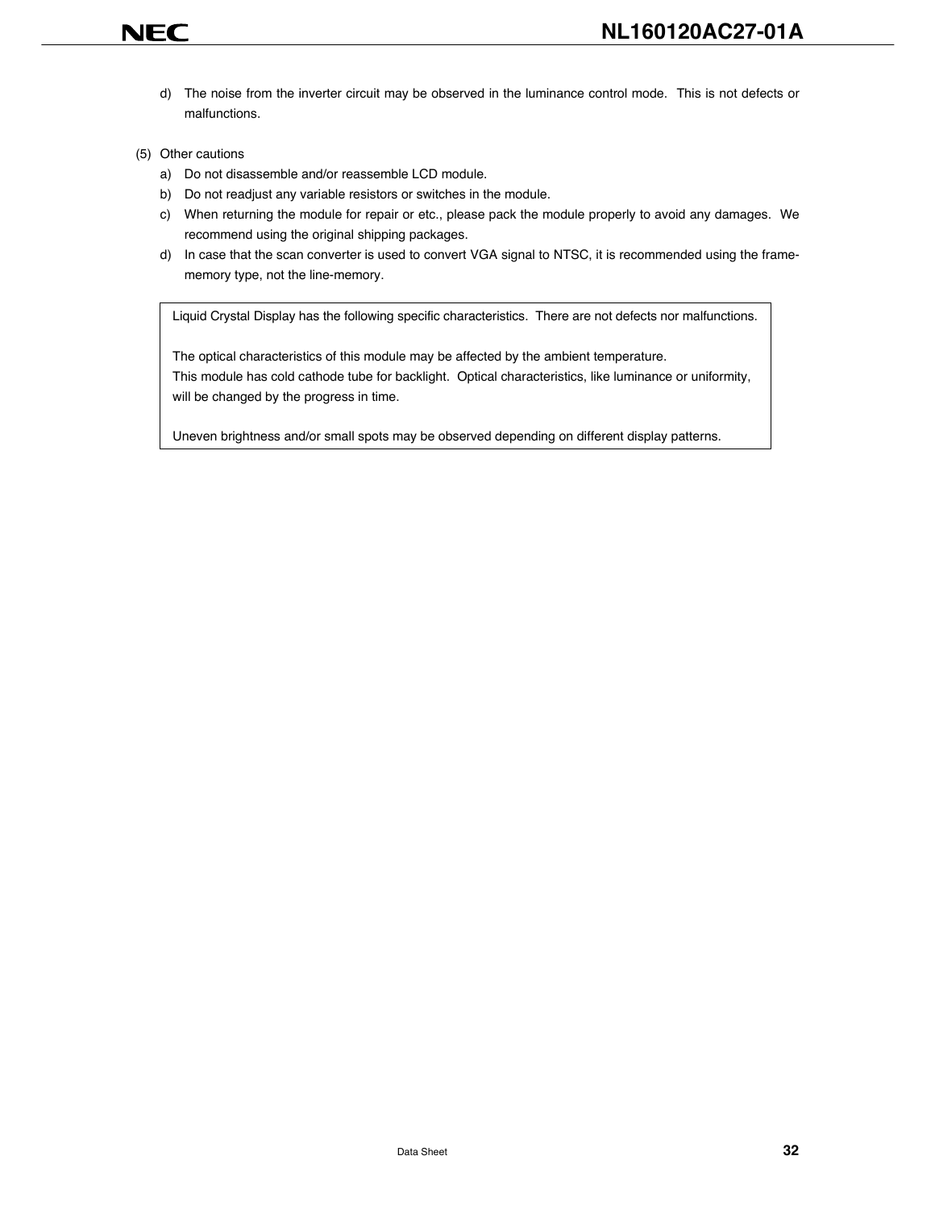d) The noise from the inverter circuit may be observed in the luminance control mode. This is not defects or malfunctions.

(5) Other cautions

a) Do not disassemble and/or reassemble LCD module.

b) Do not readjust any variable resistors or switches in the module.

c) When returning the module for repair or etc., please pack the module properly to avoid any damages. We recommend using the original shipping packages.

d) In case that the scan converter is used to convert VGA signal to NTSC, it is recommended using the frame-memory type, not the line-memory.

> Liquid Crystal Display has the following specific characteristics. There are not defects nor malfunctions.
>
> The optical characteristics of this module may be affected by the ambient temperature.
> This module has cold cathode tube for backlight. Optical characteristics, like luminance or uniformity, will be changed by the progress in time.
>
> Uneven brightness and/or small spots may be observed depending on different display patterns.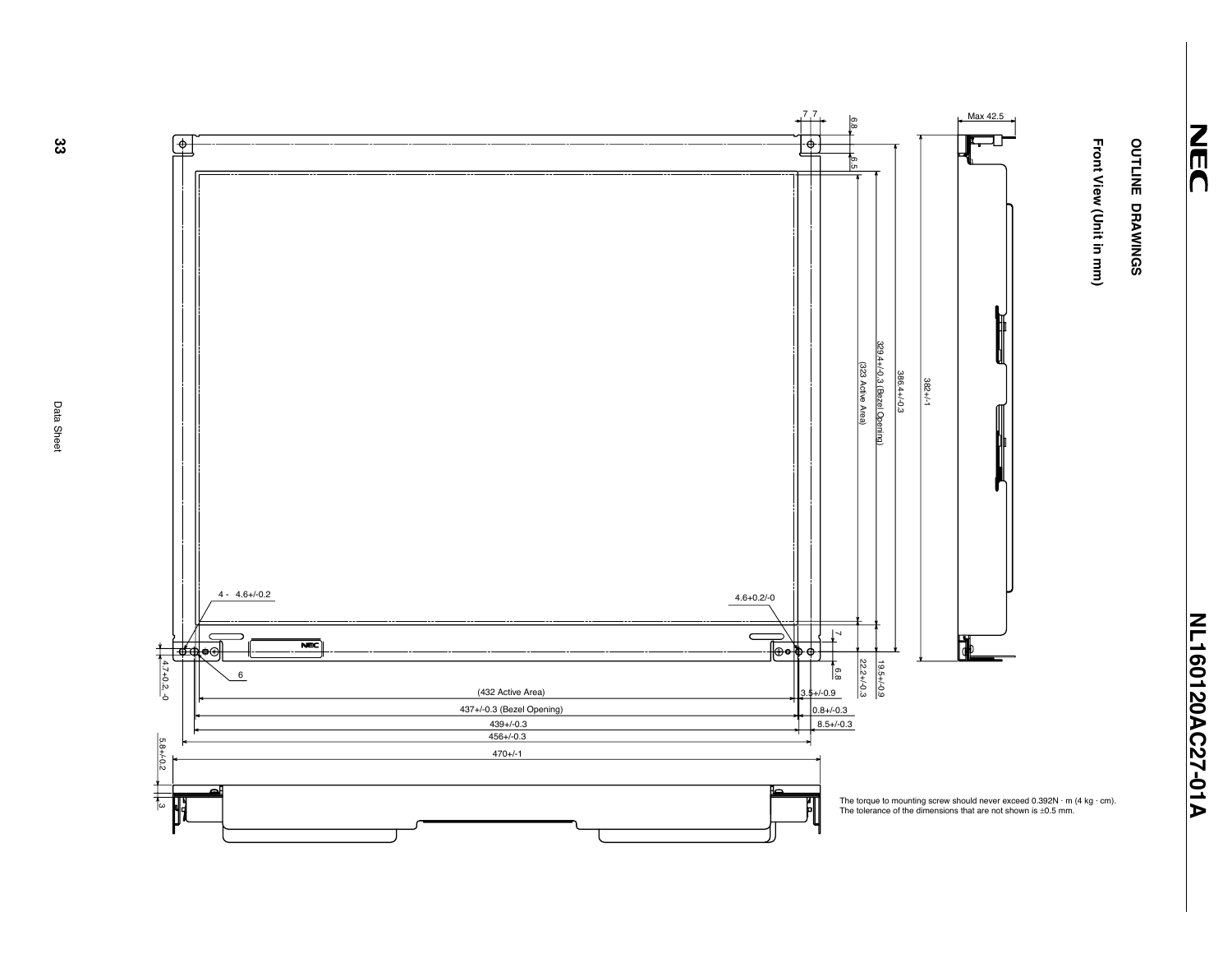## OUTLINE DRAWINGS

### Front View (Unit in mm)

Max 42.5

7 7

6.8

6.5

329.4+/-0.3 (Bezel Opening)

(323 Active Area)

386.4+/-0.3

382+/-1

4 - 4.6+/-0.2

4.6+0.2/-0

7

6.8

22.2+/-0.3

19.5+/-0.9

4.7+0.2/-0

6

(432 Active Area)

3.5+/-0.9

437+/-0.3 (Bezel Opening)

0.8+/-0.3

439+/-0.3

8.5+/-0.3

456+/-0.3

470+/-1

5.8+/-0.2

3

The torque to mounting screw should never exceed 0.392N · m (4 kg · cm).
The tolerance of the dimensions that are not shown is ±0.5 mm.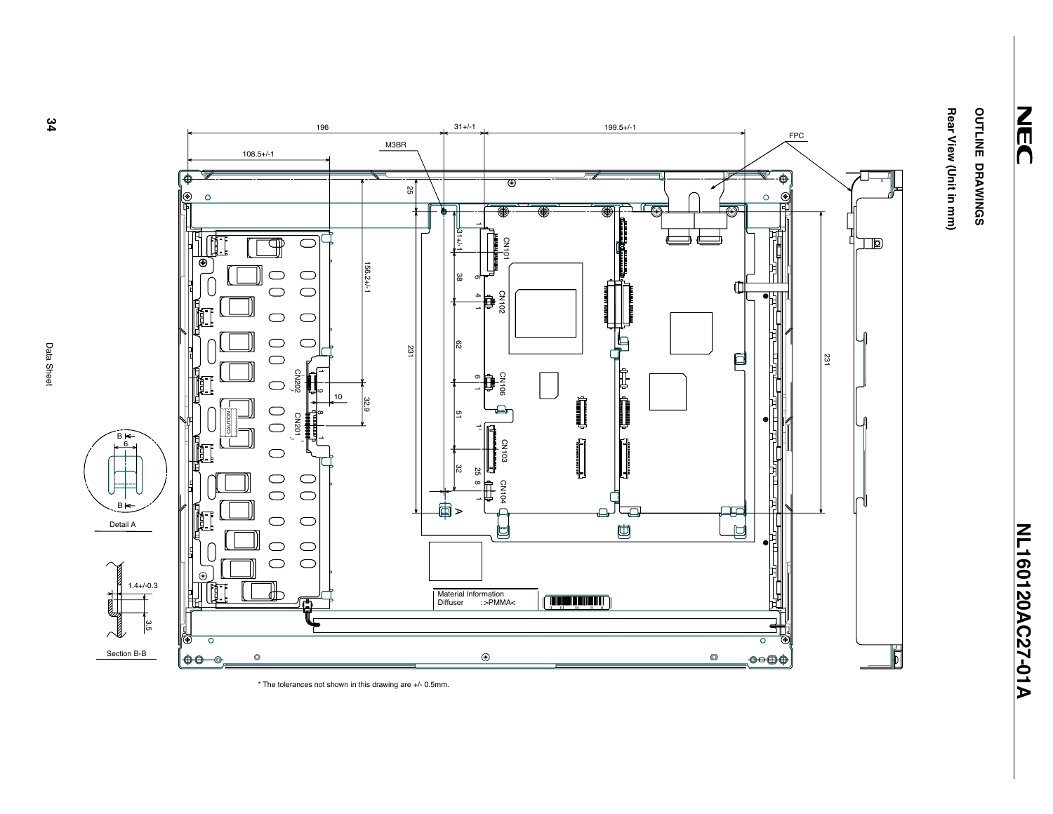# OUTLINE DRAWINGS

Rear View (Unit in mm)

NL160120AC27-01A

196

31+/-1

199.5+/-1

108.5+/-1

M3BR

FPC

25

156.2+/-1

231

31+/-1

38

62

51

32

25

32.9

10

231

CN101

CN102

CN106

CN103

CN104

CN202

CN201

CAUTION

A

Material Information
Diffuser :>PMMA<

Detail A

B

6

B

1.4+/-0.3

3.5

Section B-B

* The tolerances not shown in this drawing are +/- 0.5mm.

Data Sheet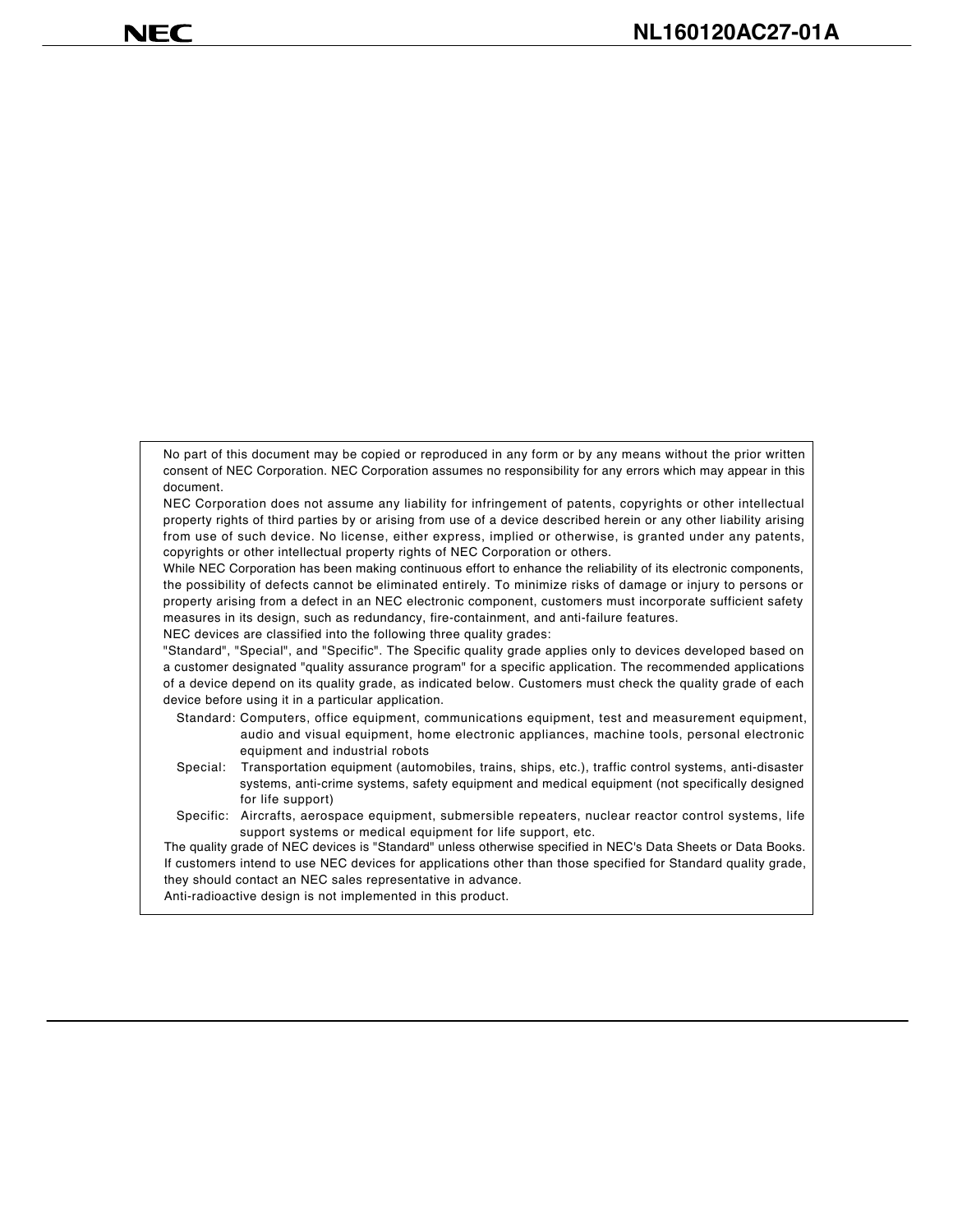No part of this document may be copied or reproduced in any form or by any means without the prior written consent of NEC Corporation. NEC Corporation assumes no responsibility for any errors which may appear in this document.

NEC Corporation does not assume any liability for infringement of patents, copyrights or other intellectual property rights of third parties by or arising from use of a device described herein or any other liability arising from use of such device. No license, either express, implied or otherwise, is granted under any patents, copyrights or other intellectual property rights of NEC Corporation or others.

While NEC Corporation has been making continuous effort to enhance the reliability of its electronic components, the possibility of defects cannot be eliminated entirely. To minimize risks of damage or injury to persons or property arising from a defect in an NEC electronic component, customers must incorporate sufficient safety measures in its design, such as redundancy, fire-containment, and anti-failure features.

NEC devices are classified into the following three quality grades:

"Standard", "Special", and "Specific". The Specific quality grade applies only to devices developed based on a customer designated "quality assurance program" for a specific application. The recommended applications of a device depend on its quality grade, as indicated below. Customers must check the quality grade of each device before using it in a particular application.

- Standard: Computers, office equipment, communications equipment, test and measurement equipment, audio and visual equipment, home electronic appliances, machine tools, personal electronic equipment and industrial robots
- Special: Transportation equipment (automobiles, trains, ships, etc.), traffic control systems, anti-disaster systems, anti-crime systems, safety equipment and medical equipment (not specifically designed for life support)
- Specific: Aircrafts, aerospace equipment, submersible repeaters, nuclear reactor control systems, life support systems or medical equipment for life support, etc.

The quality grade of NEC devices is "Standard" unless otherwise specified in NEC's Data Sheets or Data Books. If customers intend to use NEC devices for applications other than those specified for Standard quality grade, they should contact an NEC sales representative in advance.

Anti-radioactive design is not implemented in this product.